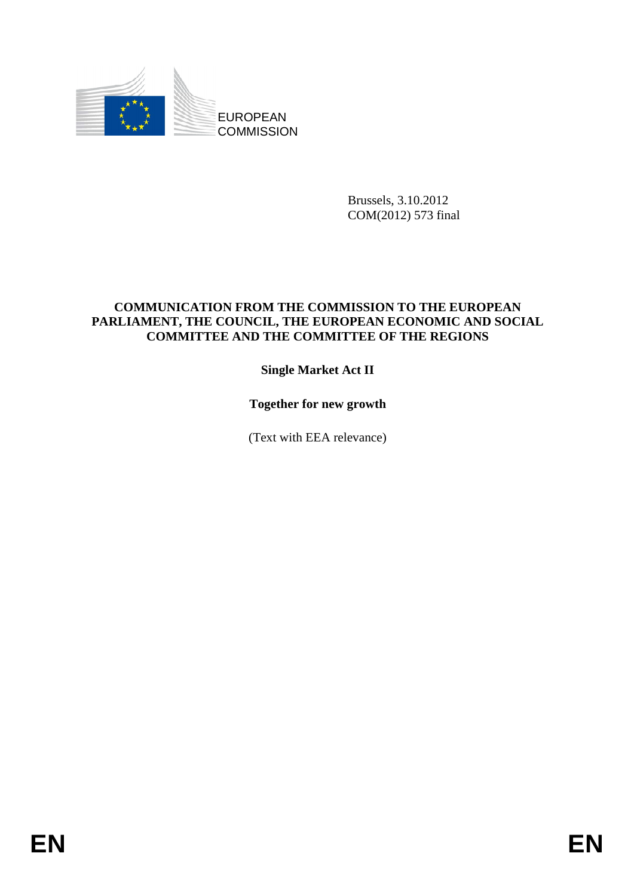EUROPEAN COMMISSION

Brussels, 3.10.2012
COM(2012) 573 final

**COMMUNICATION FROM THE COMMISSION TO THE EUROPEAN PARLIAMENT, THE COUNCIL, THE EUROPEAN ECONOMIC AND SOCIAL COMMITTEE AND THE COMMITTEE OF THE REGIONS**

# Single Market Act II

## Together for new growth

(Text with EEA relevance)

EN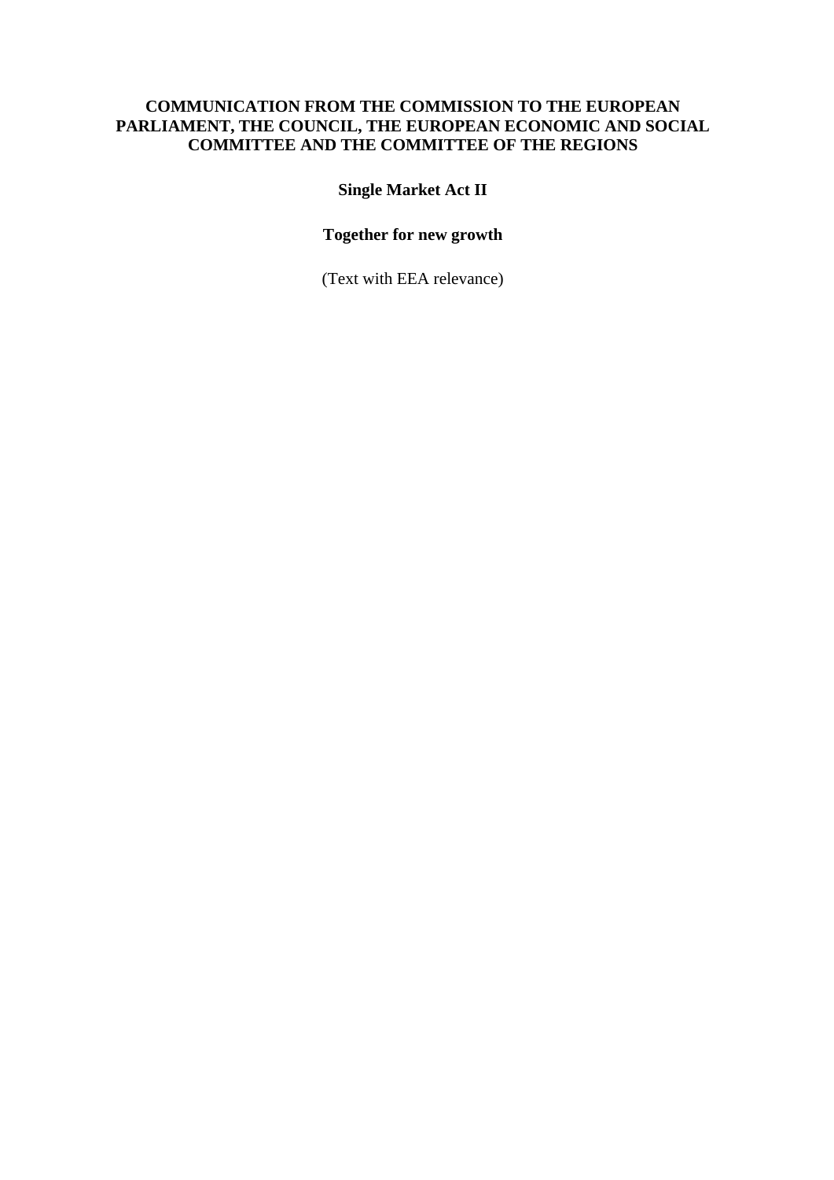**COMMUNICATION FROM THE COMMISSION TO THE EUROPEAN PARLIAMENT, THE COUNCIL, THE EUROPEAN ECONOMIC AND SOCIAL COMMITTEE AND THE COMMITTEE OF THE REGIONS**

# Single Market Act II

## Together for new growth

(Text with EEA relevance)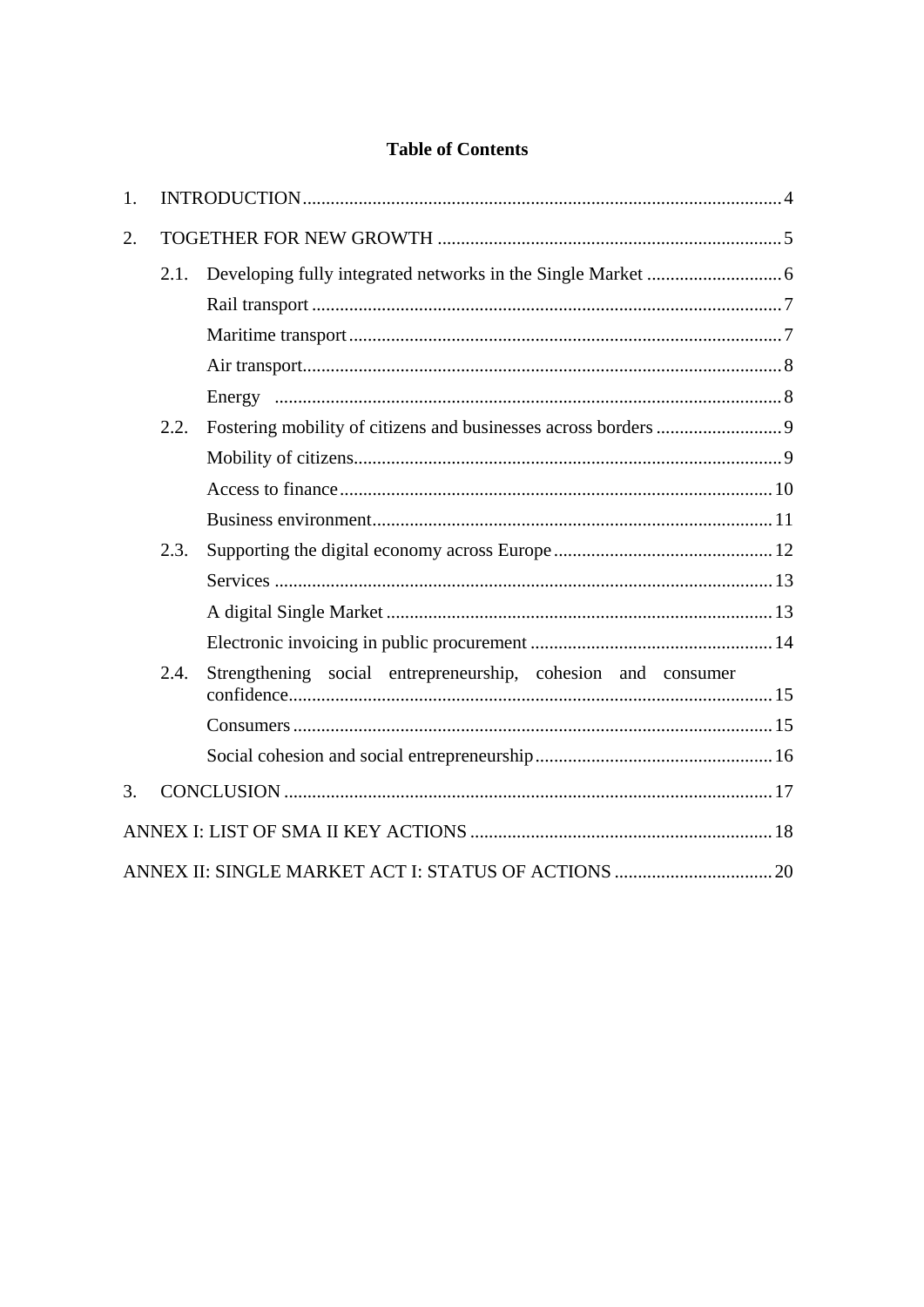**Table of Contents**

1. INTRODUCTION ..................................................................... 4

2. TOGETHER FOR NEW GROWTH ..................................................................... 5

   2.1. Developing fully integrated networks in the Single Market ..................................... 6

   Rail transport ..................................................................... 7

   Maritime transport ..................................................................... 7

   Air transport ..................................................................... 8

   Energy ..................................................................... 8

   2.2. Fostering mobility of citizens and businesses across borders ..................................... 9

   Mobility of citizens ..................................................................... 9

   Access to finance ..................................................................... 10

   Business environment ..................................................................... 11

   2.3. Supporting the digital economy across Europe ..................................... 12

   Services ..................................................................... 13

   A digital Single Market ..................................................................... 13

   Electronic invoicing in public procurement ..................................... 14

   2.4. Strengthening social entrepreneurship, cohesion and consumer confidence ..................................... 15

   Consumers ..................................................................... 15

   Social cohesion and social entrepreneurship ..................................... 16

3. CONCLUSION ..................................................................... 17

ANNEX I: LIST OF SMA II KEY ACTIONS ..................................... 18

ANNEX II: SINGLE MARKET ACT I: STATUS OF ACTIONS ..................................... 20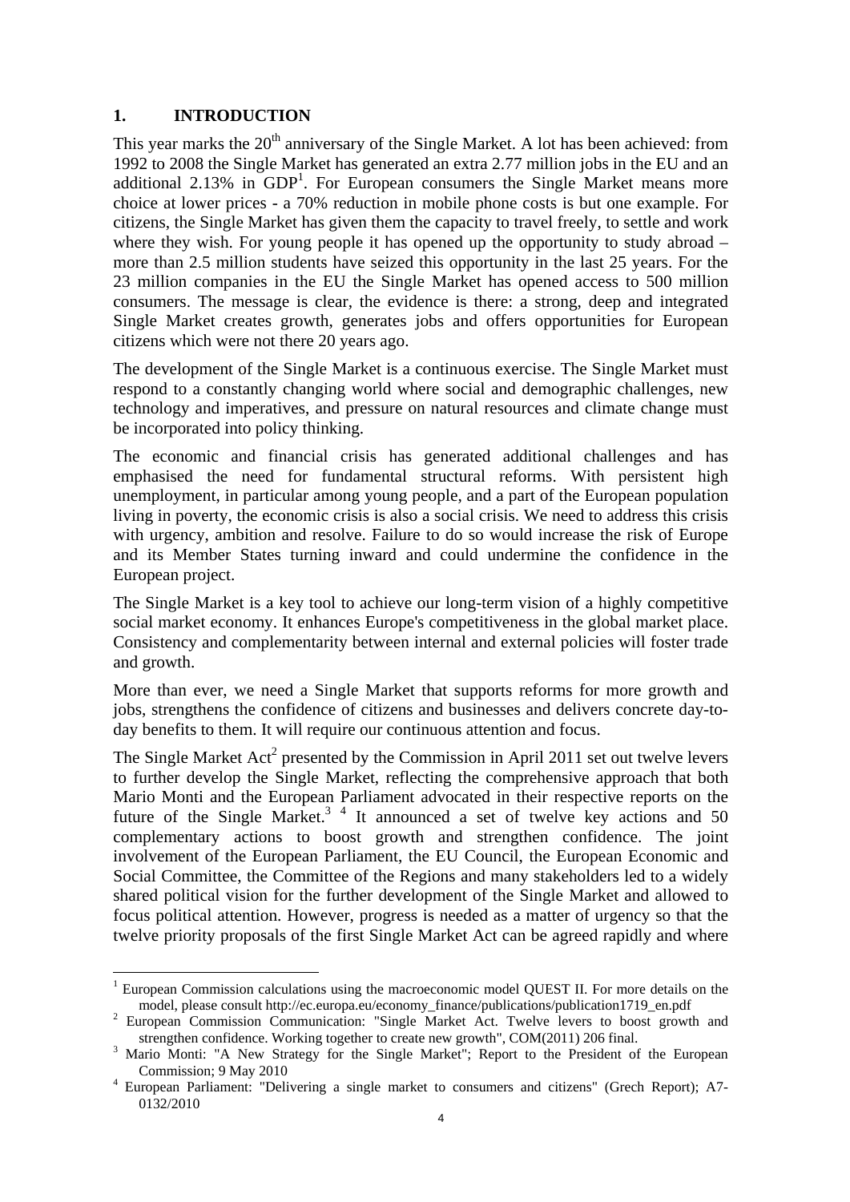## 1. INTRODUCTION

This year marks the 20th anniversary of the Single Market. A lot has been achieved: from 1992 to 2008 the Single Market has generated an extra 2.77 million jobs in the EU and an additional 2.13% in GDP[1]. For European consumers the Single Market means more choice at lower prices - a 70% reduction in mobile phone costs is but one example. For citizens, the Single Market has given them the capacity to travel freely, to settle and work where they wish. For young people it has opened up the opportunity to study abroad – more than 2.5 million students have seized this opportunity in the last 25 years. For the 23 million companies in the EU the Single Market has opened access to 500 million consumers. The message is clear, the evidence is there: a strong, deep and integrated Single Market creates growth, generates jobs and offers opportunities for European citizens which were not there 20 years ago.

The development of the Single Market is a continuous exercise. The Single Market must respond to a constantly changing world where social and demographic challenges, new technology and imperatives, and pressure on natural resources and climate change must be incorporated into policy thinking.

The economic and financial crisis has generated additional challenges and has emphasised the need for fundamental structural reforms. With persistent high unemployment, in particular among young people, and a part of the European population living in poverty, the economic crisis is also a social crisis. We need to address this crisis with urgency, ambition and resolve. Failure to do so would increase the risk of Europe and its Member States turning inward and could undermine the confidence in the European project.

The Single Market is a key tool to achieve our long-term vision of a highly competitive social market economy. It enhances Europe's competitiveness in the global market place. Consistency and complementarity between internal and external policies will foster trade and growth.

More than ever, we need a Single Market that supports reforms for more growth and jobs, strengthens the confidence of citizens and businesses and delivers concrete day-to-day benefits to them. It will require our continuous attention and focus.

The Single Market Act[2] presented by the Commission in April 2011 set out twelve levers to further develop the Single Market, reflecting the comprehensive approach that both Mario Monti and the European Parliament advocated in their respective reports on the future of the Single Market.[3] [4] It announced a set of twelve key actions and 50 complementary actions to boost growth and strengthen confidence. The joint involvement of the European Parliament, the EU Council, the European Economic and Social Committee, the Committee of the Regions and many stakeholders led to a widely shared political vision for the further development of the Single Market and allowed to focus political attention. However, progress is needed as a matter of urgency so that the twelve priority proposals of the first Single Market Act can be agreed rapidly and where

---

[1] European Commission calculations using the macroeconomic model QUEST II. For more details on the model, please consult http://ec.europa.eu/economy_finance/publications/publication1719_en.pdf

[2] European Commission Communication: "Single Market Act. Twelve levers to boost growth and strengthen confidence. Working together to create new growth", COM(2011) 206 final.

[3] Mario Monti: "A New Strategy for the Single Market"; Report to the President of the European Commission; 9 May 2010

[4] European Parliament: "Delivering a single market to consumers and citizens" (Grech Report); A7-0132/2010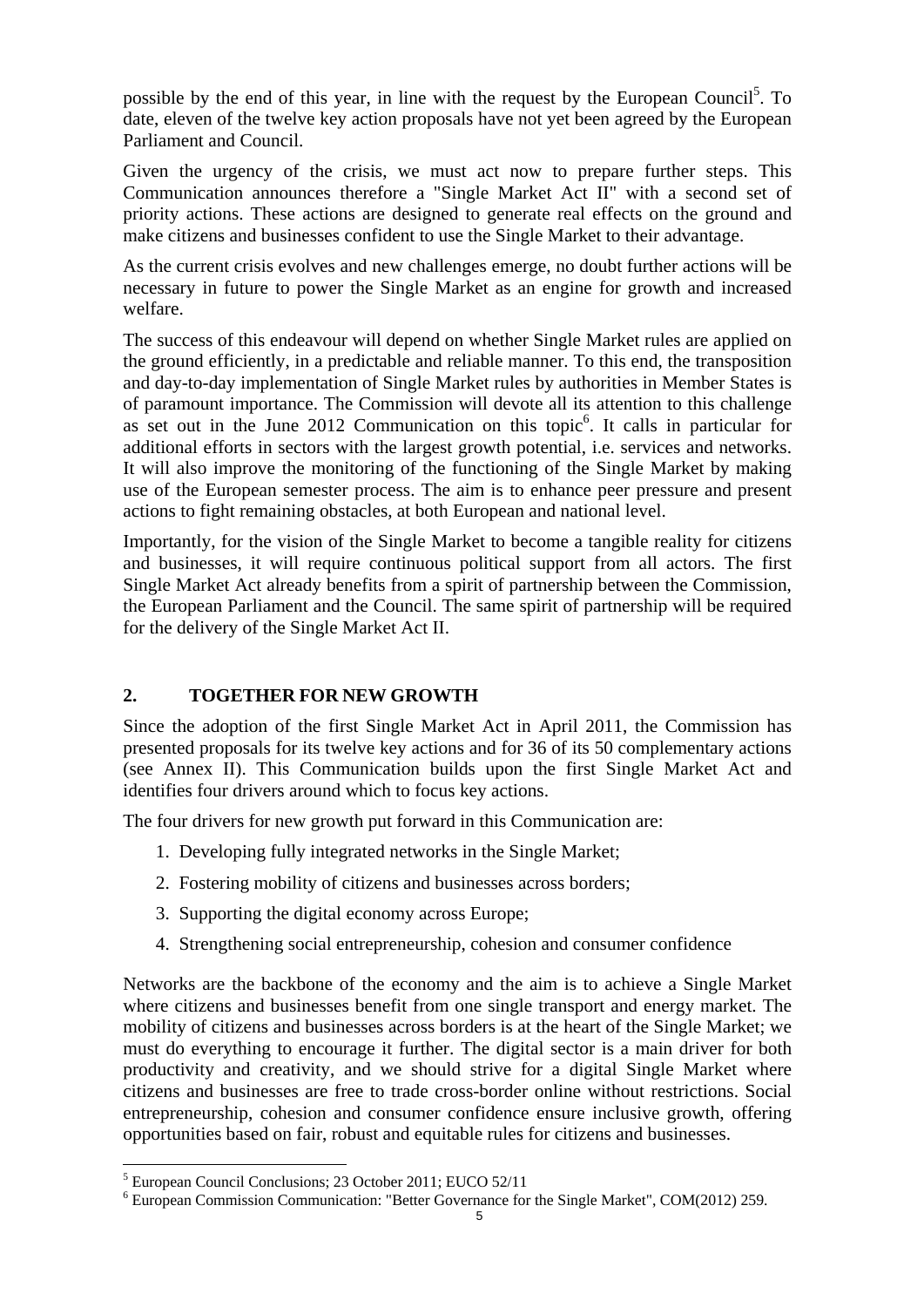possible by the end of this year, in line with the request by the European Council[5]. To date, eleven of the twelve key action proposals have not yet been agreed by the European Parliament and Council.

Given the urgency of the crisis, we must act now to prepare further steps. This Communication announces therefore a "Single Market Act II" with a second set of priority actions. These actions are designed to generate real effects on the ground and make citizens and businesses confident to use the Single Market to their advantage.

As the current crisis evolves and new challenges emerge, no doubt further actions will be necessary in future to power the Single Market as an engine for growth and increased welfare.

The success of this endeavour will depend on whether Single Market rules are applied on the ground efficiently, in a predictable and reliable manner. To this end, the transposition and day-to-day implementation of Single Market rules by authorities in Member States is of paramount importance. The Commission will devote all its attention to this challenge as set out in the June 2012 Communication on this topic[6]. It calls in particular for additional efforts in sectors with the largest growth potential, i.e. services and networks. It will also improve the monitoring of the functioning of the Single Market by making use of the European semester process. The aim is to enhance peer pressure and present actions to fight remaining obstacles, at both European and national level.

Importantly, for the vision of the Single Market to become a tangible reality for citizens and businesses, it will require continuous political support from all actors. The first Single Market Act already benefits from a spirit of partnership between the Commission, the European Parliament and the Council. The same spirit of partnership will be required for the delivery of the Single Market Act II.

## 2. TOGETHER FOR NEW GROWTH

Since the adoption of the first Single Market Act in April 2011, the Commission has presented proposals for its twelve key actions and for 36 of its 50 complementary actions (see Annex II). This Communication builds upon the first Single Market Act and identifies four drivers around which to focus key actions.

The four drivers for new growth put forward in this Communication are:

1. Developing fully integrated networks in the Single Market;
2. Fostering mobility of citizens and businesses across borders;
3. Supporting the digital economy across Europe;
4. Strengthening social entrepreneurship, cohesion and consumer confidence

Networks are the backbone of the economy and the aim is to achieve a Single Market where citizens and businesses benefit from one single transport and energy market. The mobility of citizens and businesses across borders is at the heart of the Single Market; we must do everything to encourage it further. The digital sector is a main driver for both productivity and creativity, and we should strive for a digital Single Market where citizens and businesses are free to trade cross-border online without restrictions. Social entrepreneurship, cohesion and consumer confidence ensure inclusive growth, offering opportunities based on fair, robust and equitable rules for citizens and businesses.

---

[5] European Council Conclusions; 23 October 2011; EUCO 52/11

[6] European Commission Communication: "Better Governance for the Single Market", COM(2012) 259.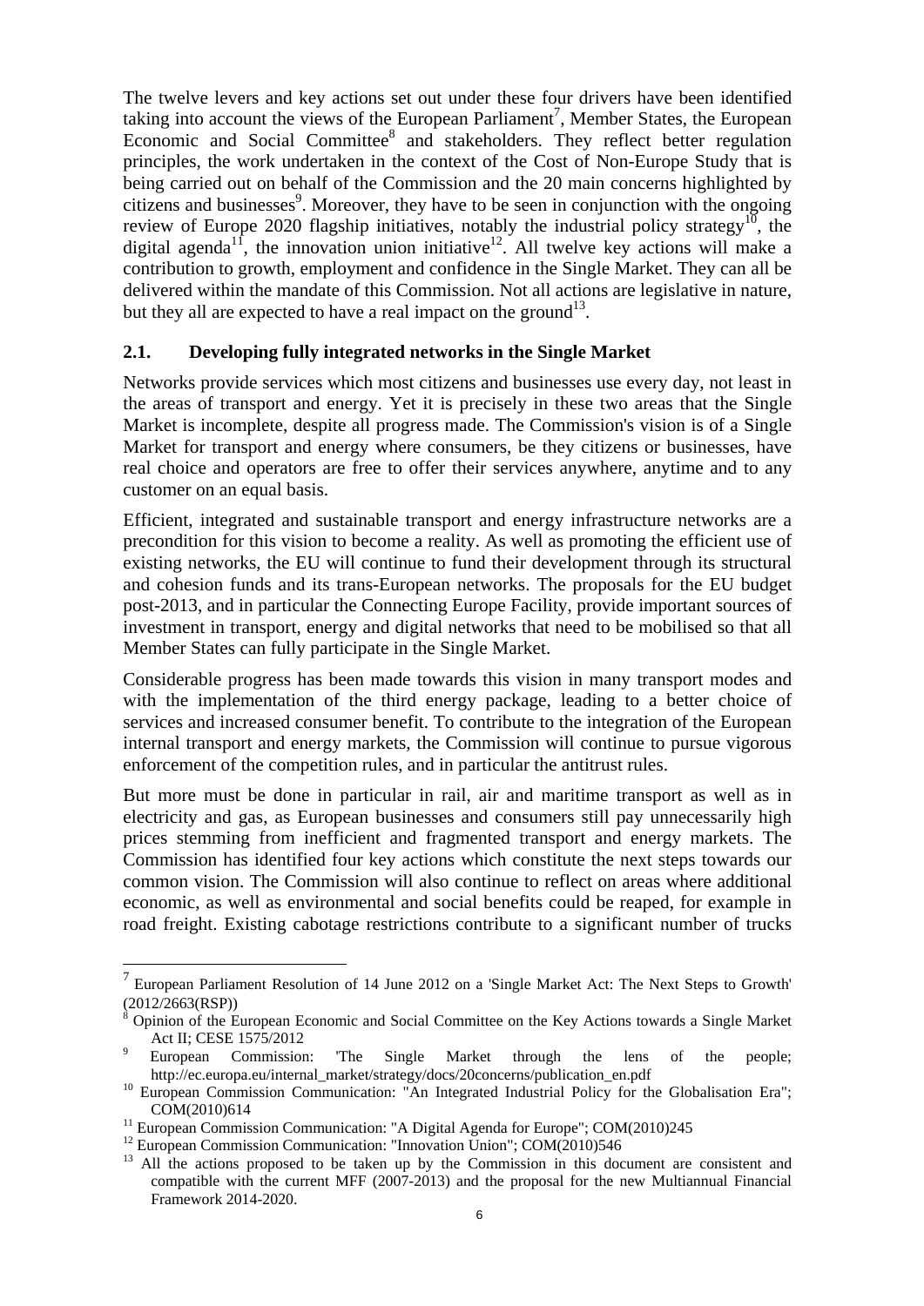The twelve levers and key actions set out under these four drivers have been identified taking into account the views of the European Parliament[7], Member States, the European Economic and Social Committee[8] and stakeholders. They reflect better regulation principles, the work undertaken in the context of the Cost of Non-Europe Study that is being carried out on behalf of the Commission and the 20 main concerns highlighted by citizens and businesses[9]. Moreover, they have to be seen in conjunction with the ongoing review of Europe 2020 flagship initiatives, notably the industrial policy strategy[10], the digital agenda[11], the innovation union initiative[12]. All twelve key actions will make a contribution to growth, employment and confidence in the Single Market. They can all be delivered within the mandate of this Commission. Not all actions are legislative in nature, but they all are expected to have a real impact on the ground[13].

## 2.1. Developing fully integrated networks in the Single Market

Networks provide services which most citizens and businesses use every day, not least in the areas of transport and energy. Yet it is precisely in these two areas that the Single Market is incomplete, despite all progress made. The Commission's vision is of a Single Market for transport and energy where consumers, be they citizens or businesses, have real choice and operators are free to offer their services anywhere, anytime and to any customer on an equal basis.

Efficient, integrated and sustainable transport and energy infrastructure networks are a precondition for this vision to become a reality. As well as promoting the efficient use of existing networks, the EU will continue to fund their development through its structural and cohesion funds and its trans-European networks. The proposals for the EU budget post-2013, and in particular the Connecting Europe Facility, provide important sources of investment in transport, energy and digital networks that need to be mobilised so that all Member States can fully participate in the Single Market.

Considerable progress has been made towards this vision in many transport modes and with the implementation of the third energy package, leading to a better choice of services and increased consumer benefit. To contribute to the integration of the European internal transport and energy markets, the Commission will continue to pursue vigorous enforcement of the competition rules, and in particular the antitrust rules.

But more must be done in particular in rail, air and maritime transport as well as in electricity and gas, as European businesses and consumers still pay unnecessarily high prices stemming from inefficient and fragmented transport and energy markets. The Commission has identified four key actions which constitute the next steps towards our common vision. The Commission will also continue to reflect on areas where additional economic, as well as environmental and social benefits could be reaped, for example in road freight. Existing cabotage restrictions contribute to a significant number of trucks

---

[7] European Parliament Resolution of 14 June 2012 on a 'Single Market Act: The Next Steps to Growth' (2012/2663(RSP))

[8] Opinion of the European Economic and Social Committee on the Key Actions towards a Single Market Act II; CESE 1575/2012

[9] European Commission: 'The Single Market through the lens of the people; http://ec.europa.eu/internal_market/strategy/docs/20concerns/publication_en.pdf

[10] European Commission Communication: "An Integrated Industrial Policy for the Globalisation Era"; COM(2010)614

[11] European Commission Communication: "A Digital Agenda for Europe"; COM(2010)245

[12] European Commission Communication: "Innovation Union"; COM(2010)546

[13] All the actions proposed to be taken up by the Commission in this document are consistent and compatible with the current MFF (2007-2013) and the proposal for the new Multiannual Financial Framework 2014-2020.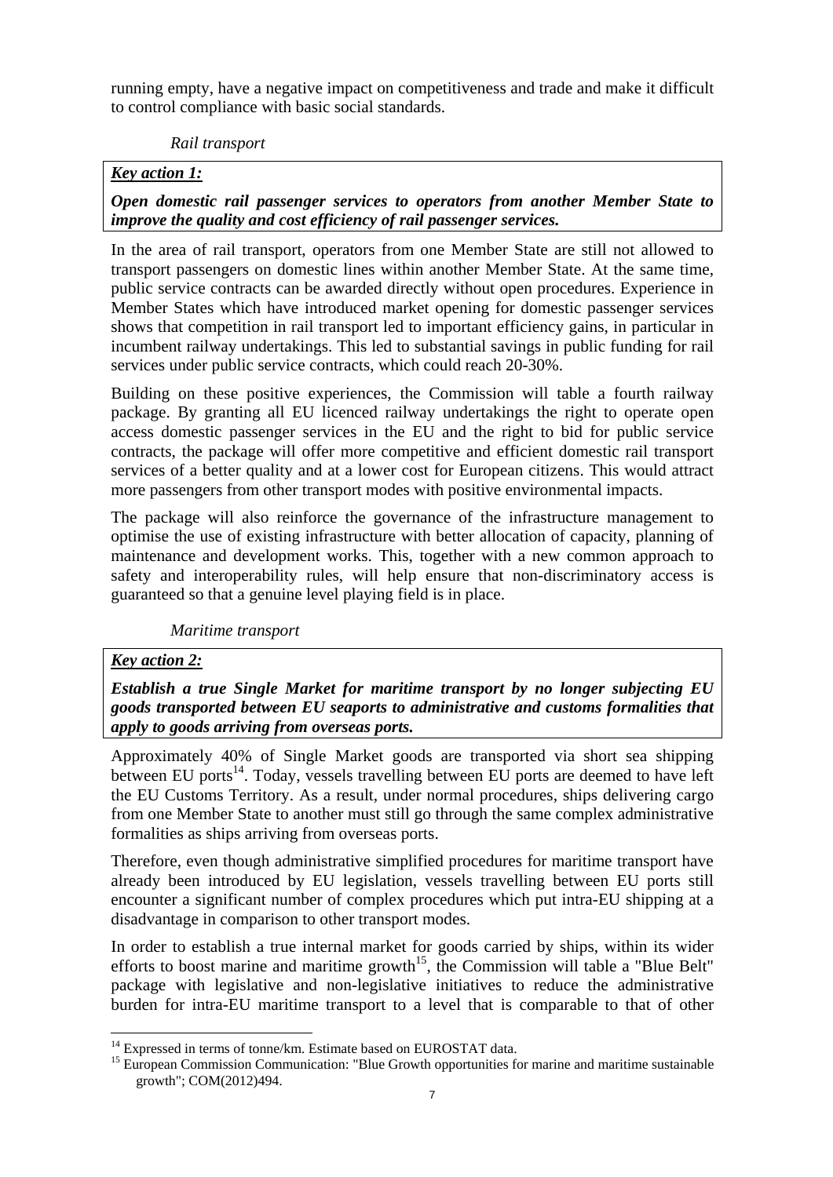running empty, have a negative impact on competitiveness and trade and make it difficult to control compliance with basic social standards.

*Rail transport*

***Key action 1:***

***Open domestic rail passenger services to operators from another Member State to improve the quality and cost efficiency of rail passenger services.***

In the area of rail transport, operators from one Member State are still not allowed to transport passengers on domestic lines within another Member State. At the same time, public service contracts can be awarded directly without open procedures. Experience in Member States which have introduced market opening for domestic passenger services shows that competition in rail transport led to important efficiency gains, in particular in incumbent railway undertakings. This led to substantial savings in public funding for rail services under public service contracts, which could reach 20-30%.

Building on these positive experiences, the Commission will table a fourth railway package. By granting all EU licenced railway undertakings the right to operate open access domestic passenger services in the EU and the right to bid for public service contracts, the package will offer more competitive and efficient domestic rail transport services of a better quality and at a lower cost for European citizens. This would attract more passengers from other transport modes with positive environmental impacts.

The package will also reinforce the governance of the infrastructure management to optimise the use of existing infrastructure with better allocation of capacity, planning of maintenance and development works. This, together with a new common approach to safety and interoperability rules, will help ensure that non-discriminatory access is guaranteed so that a genuine level playing field is in place.

*Maritime transport*

***Key action 2:***

***Establish a true Single Market for maritime transport by no longer subjecting EU goods transported between EU seaports to administrative and customs formalities that apply to goods arriving from overseas ports.***

Approximately 40% of Single Market goods are transported via short sea shipping between EU ports[14]. Today, vessels travelling between EU ports are deemed to have left the EU Customs Territory. As a result, under normal procedures, ships delivering cargo from one Member State to another must still go through the same complex administrative formalities as ships arriving from overseas ports.

Therefore, even though administrative simplified procedures for maritime transport have already been introduced by EU legislation, vessels travelling between EU ports still encounter a significant number of complex procedures which put intra-EU shipping at a disadvantage in comparison to other transport modes.

In order to establish a true internal market for goods carried by ships, within its wider efforts to boost marine and maritime growth[15], the Commission will table a "Blue Belt" package with legislative and non-legislative initiatives to reduce the administrative burden for intra-EU maritime transport to a level that is comparable to that of other

---

[14] Expressed in terms of tonne/km. Estimate based on EUROSTAT data.

[15] European Commission Communication: "Blue Growth opportunities for marine and maritime sustainable growth"; COM(2012)494.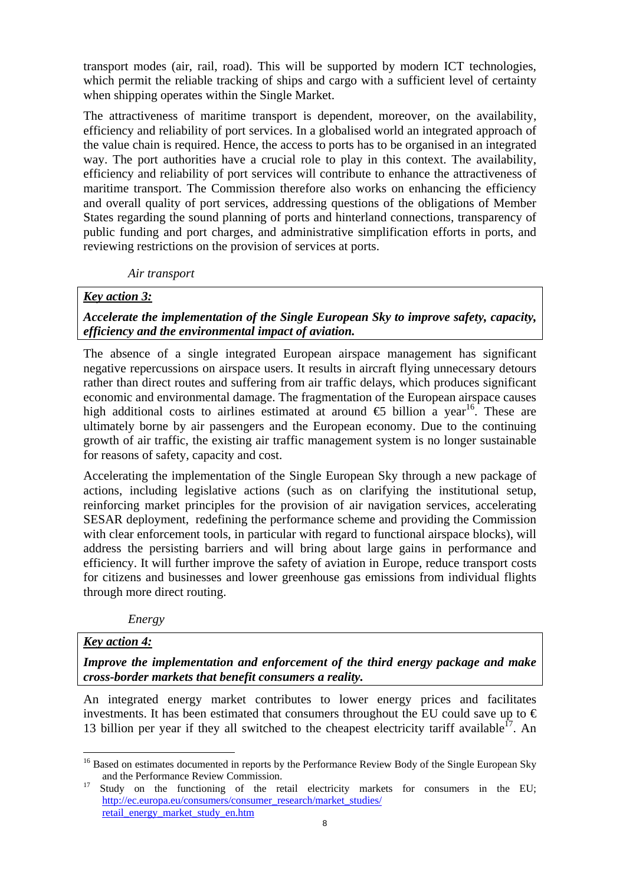transport modes (air, rail, road). This will be supported by modern ICT technologies, which permit the reliable tracking of ships and cargo with a sufficient level of certainty when shipping operates within the Single Market.

The attractiveness of maritime transport is dependent, moreover, on the availability, efficiency and reliability of port services. In a globalised world an integrated approach of the value chain is required. Hence, the access to ports has to be organised in an integrated way. The port authorities have a crucial role to play in this context. The availability, efficiency and reliability of port services will contribute to enhance the attractiveness of maritime transport. The Commission therefore also works on enhancing the efficiency and overall quality of port services, addressing questions of the obligations of Member States regarding the sound planning of ports and hinterland connections, transparency of public funding and port charges, and administrative simplification efforts in ports, and reviewing restrictions on the provision of services at ports.

*Air transport*

***Key action 3:***

***Accelerate the implementation of the Single European Sky to improve safety, capacity, efficiency and the environmental impact of aviation.***

The absence of a single integrated European airspace management has significant negative repercussions on airspace users. It results in aircraft flying unnecessary detours rather than direct routes and suffering from air traffic delays, which produces significant economic and environmental damage. The fragmentation of the European airspace causes high additional costs to airlines estimated at around €5 billion a year[16]. These are ultimately borne by air passengers and the European economy. Due to the continuing growth of air traffic, the existing air traffic management system is no longer sustainable for reasons of safety, capacity and cost.

Accelerating the implementation of the Single European Sky through a new package of actions, including legislative actions (such as on clarifying the institutional setup, reinforcing market principles for the provision of air navigation services, accelerating SESAR deployment, redefining the performance scheme and providing the Commission with clear enforcement tools, in particular with regard to functional airspace blocks), will address the persisting barriers and will bring about large gains in performance and efficiency. It will further improve the safety of aviation in Europe, reduce transport costs for citizens and businesses and lower greenhouse gas emissions from individual flights through more direct routing.

*Energy*

***Key action 4:***

***Improve the implementation and enforcement of the third energy package and make cross-border markets that benefit consumers a reality.***

An integrated energy market contributes to lower energy prices and facilitates investments. It has been estimated that consumers throughout the EU could save up to € 13 billion per year if they all switched to the cheapest electricity tariff available[17]. An

---

[16] Based on estimates documented in reports by the Performance Review Body of the Single European Sky and the Performance Review Commission.

[17] Study on the functioning of the retail electricity markets for consumers in the EU; http://ec.europa.eu/consumers/consumer_research/market_studies/retail_energy_market_study_en.htm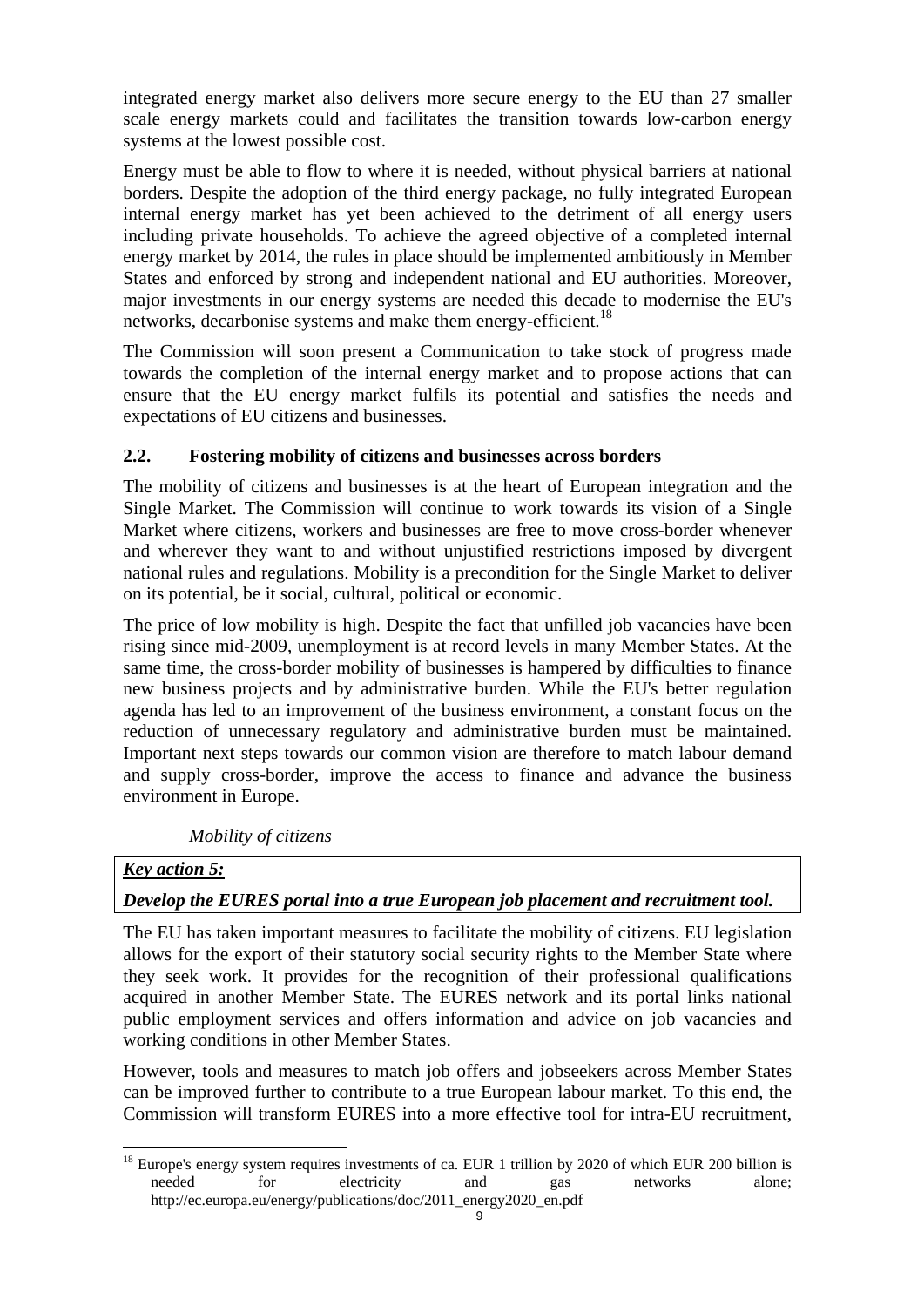integrated energy market also delivers more secure energy to the EU than 27 smaller scale energy markets could and facilitates the transition towards low-carbon energy systems at the lowest possible cost.

Energy must be able to flow to where it is needed, without physical barriers at national borders. Despite the adoption of the third energy package, no fully integrated European internal energy market has yet been achieved to the detriment of all energy users including private households. To achieve the agreed objective of a completed internal energy market by 2014, the rules in place should be implemented ambitiously in Member States and enforced by strong and independent national and EU authorities. Moreover, major investments in our energy systems are needed this decade to modernise the EU's networks, decarbonise systems and make them energy-efficient.[18]

The Commission will soon present a Communication to take stock of progress made towards the completion of the internal energy market and to propose actions that can ensure that the EU energy market fulfils its potential and satisfies the needs and expectations of EU citizens and businesses.

## 2.2. Fostering mobility of citizens and businesses across borders

The mobility of citizens and businesses is at the heart of European integration and the Single Market. The Commission will continue to work towards its vision of a Single Market where citizens, workers and businesses are free to move cross-border whenever and wherever they want to and without unjustified restrictions imposed by divergent national rules and regulations. Mobility is a precondition for the Single Market to deliver on its potential, be it social, cultural, political or economic.

The price of low mobility is high. Despite the fact that unfilled job vacancies have been rising since mid-2009, unemployment is at record levels in many Member States. At the same time, the cross-border mobility of businesses is hampered by difficulties to finance new business projects and by administrative burden. While the EU's better regulation agenda has led to an improvement of the business environment, a constant focus on the reduction of unnecessary regulatory and administrative burden must be maintained. Important next steps towards our common vision are therefore to match labour demand and supply cross-border, improve the access to finance and advance the business environment in Europe.

*Mobility of citizens*

***Key action 5:***

***Develop the EURES portal into a true European job placement and recruitment tool.***

The EU has taken important measures to facilitate the mobility of citizens. EU legislation allows for the export of their statutory social security rights to the Member State where they seek work. It provides for the recognition of their professional qualifications acquired in another Member State. The EURES network and its portal links national public employment services and offers information and advice on job vacancies and working conditions in other Member States.

However, tools and measures to match job offers and jobseekers across Member States can be improved further to contribute to a true European labour market. To this end, the Commission will transform EURES into a more effective tool for intra-EU recruitment,

[18] Europe's energy system requires investments of ca. EUR 1 trillion by 2020 of which EUR 200 billion is needed for electricity and gas networks alone; http://ec.europa.eu/energy/publications/doc/2011_energy2020_en.pdf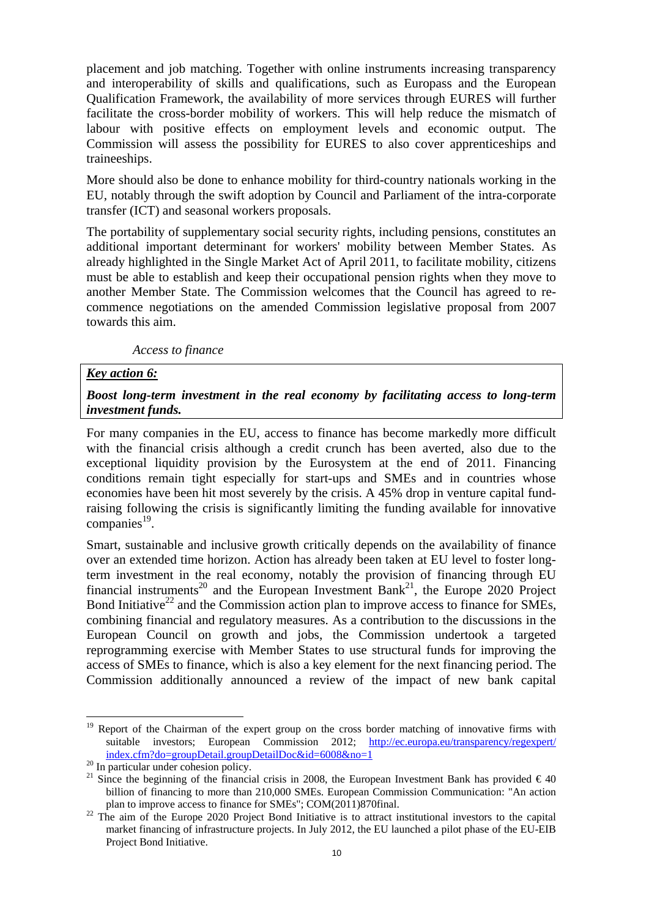placement and job matching. Together with online instruments increasing transparency and interoperability of skills and qualifications, such as Europass and the European Qualification Framework, the availability of more services through EURES will further facilitate the cross-border mobility of workers. This will help reduce the mismatch of labour with positive effects on employment levels and economic output. The Commission will assess the possibility for EURES to also cover apprenticeships and traineeships.

More should also be done to enhance mobility for third-country nationals working in the EU, notably through the swift adoption by Council and Parliament of the intra-corporate transfer (ICT) and seasonal workers proposals.

The portability of supplementary social security rights, including pensions, constitutes an additional important determinant for workers' mobility between Member States. As already highlighted in the Single Market Act of April 2011, to facilitate mobility, citizens must be able to establish and keep their occupational pension rights when they move to another Member State. The Commission welcomes that the Council has agreed to re-commence negotiations on the amended Commission legislative proposal from 2007 towards this aim.

*Access to finance*

***Key action 6:***

***Boost long-term investment in the real economy by facilitating access to long-term investment funds.***

For many companies in the EU, access to finance has become markedly more difficult with the financial crisis although a credit crunch has been averted, also due to the exceptional liquidity provision by the Eurosystem at the end of 2011. Financing conditions remain tight especially for start-ups and SMEs and in countries whose economies have been hit most severely by the crisis. A 45% drop in venture capital fund-raising following the crisis is significantly limiting the funding available for innovative companies[19].

Smart, sustainable and inclusive growth critically depends on the availability of finance over an extended time horizon. Action has already been taken at EU level to foster long-term investment in the real economy, notably the provision of financing through EU financial instruments[20] and the European Investment Bank[21], the Europe 2020 Project Bond Initiative[22] and the Commission action plan to improve access to finance for SMEs, combining financial and regulatory measures. As a contribution to the discussions in the European Council on growth and jobs, the Commission undertook a targeted reprogramming exercise with Member States to use structural funds for improving the access of SMEs to finance, which is also a key element for the next financing period. The Commission additionally announced a review of the impact of new bank capital

---

[19] Report of the Chairman of the expert group on the cross border matching of innovative firms with suitable investors; European Commission 2012; http://ec.europa.eu/transparency/regexpert/index.cfm?do=groupDetail.groupDetailDoc&id=6008&no=1

[20] In particular under cohesion policy.

[21] Since the beginning of the financial crisis in 2008, the European Investment Bank has provided € 40 billion of financing to more than 210,000 SMEs. European Commission Communication: "An action plan to improve access to finance for SMEs"; COM(2011)870final.

[22] The aim of the Europe 2020 Project Bond Initiative is to attract institutional investors to the capital market financing of infrastructure projects. In July 2012, the EU launched a pilot phase of the EU-EIB Project Bond Initiative.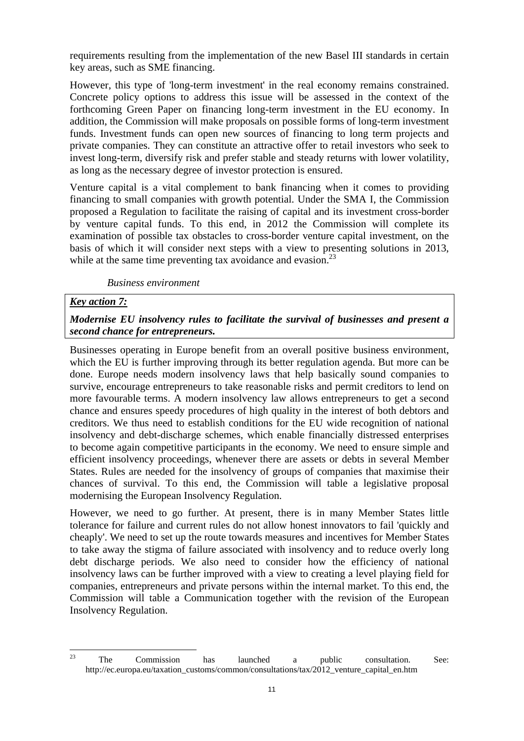requirements resulting from the implementation of the new Basel III standards in certain key areas, such as SME financing.

However, this type of 'long-term investment' in the real economy remains constrained. Concrete policy options to address this issue will be assessed in the context of the forthcoming Green Paper on financing long-term investment in the EU economy. In addition, the Commission will make proposals on possible forms of long-term investment funds. Investment funds can open new sources of financing to long term projects and private companies. They can constitute an attractive offer to retail investors who seek to invest long-term, diversify risk and prefer stable and steady returns with lower volatility, as long as the necessary degree of investor protection is ensured.

Venture capital is a vital complement to bank financing when it comes to providing financing to small companies with growth potential. Under the SMA I, the Commission proposed a Regulation to facilitate the raising of capital and its investment cross-border by venture capital funds. To this end, in 2012 the Commission will complete its examination of possible tax obstacles to cross-border venture capital investment, on the basis of which it will consider next steps with a view to presenting solutions in 2013, while at the same time preventing tax avoidance and evasion.[23]

*Business environment*

***Key action 7:***

***Modernise EU insolvency rules to facilitate the survival of businesses and present a second chance for entrepreneurs.***

Businesses operating in Europe benefit from an overall positive business environment, which the EU is further improving through its better regulation agenda. But more can be done. Europe needs modern insolvency laws that help basically sound companies to survive, encourage entrepreneurs to take reasonable risks and permit creditors to lend on more favourable terms. A modern insolvency law allows entrepreneurs to get a second chance and ensures speedy procedures of high quality in the interest of both debtors and creditors. We thus need to establish conditions for the EU wide recognition of national insolvency and debt-discharge schemes, which enable financially distressed enterprises to become again competitive participants in the economy. We need to ensure simple and efficient insolvency proceedings, whenever there are assets or debts in several Member States. Rules are needed for the insolvency of groups of companies that maximise their chances of survival. To this end, the Commission will table a legislative proposal modernising the European Insolvency Regulation.

However, we need to go further. At present, there is in many Member States little tolerance for failure and current rules do not allow honest innovators to fail 'quickly and cheaply'. We need to set up the route towards measures and incentives for Member States to take away the stigma of failure associated with insolvency and to reduce overly long debt discharge periods. We also need to consider how the efficiency of national insolvency laws can be further improved with a view to creating a level playing field for companies, entrepreneurs and private persons within the internal market. To this end, the Commission will table a Communication together with the revision of the European Insolvency Regulation.

---

[23] The Commission has launched a public consultation. See: http://ec.europa.eu/taxation_customs/common/consultations/tax/2012_venture_capital_en.htm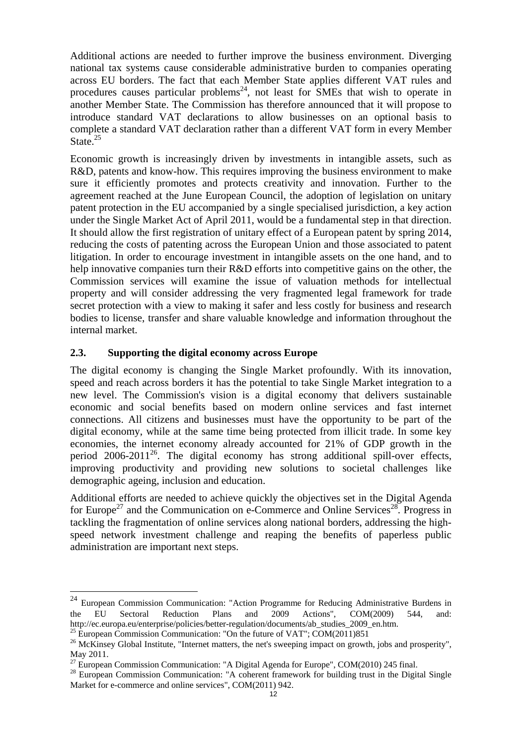Additional actions are needed to further improve the business environment. Diverging national tax systems cause considerable administrative burden to companies operating across EU borders. The fact that each Member State applies different VAT rules and procedures causes particular problems[24], not least for SMEs that wish to operate in another Member State. The Commission has therefore announced that it will propose to introduce standard VAT declarations to allow businesses on an optional basis to complete a standard VAT declaration rather than a different VAT form in every Member State.[25]

Economic growth is increasingly driven by investments in intangible assets, such as R&D, patents and know-how. This requires improving the business environment to make sure it efficiently promotes and protects creativity and innovation. Further to the agreement reached at the June European Council, the adoption of legislation on unitary patent protection in the EU accompanied by a single specialised jurisdiction, a key action under the Single Market Act of April 2011, would be a fundamental step in that direction. It should allow the first registration of unitary effect of a European patent by spring 2014, reducing the costs of patenting across the European Union and those associated to patent litigation. In order to encourage investment in intangible assets on the one hand, and to help innovative companies turn their R&D efforts into competitive gains on the other, the Commission services will examine the issue of valuation methods for intellectual property and will consider addressing the very fragmented legal framework for trade secret protection with a view to making it safer and less costly for business and research bodies to license, transfer and share valuable knowledge and information throughout the internal market.

### 2.3. Supporting the digital economy across Europe

The digital economy is changing the Single Market profoundly. With its innovation, speed and reach across borders it has the potential to take Single Market integration to a new level. The Commission's vision is a digital economy that delivers sustainable economic and social benefits based on modern online services and fast internet connections. All citizens and businesses must have the opportunity to be part of the digital economy, while at the same time being protected from illicit trade. In some key economies, the internet economy already accounted for 21% of GDP growth in the period 2006-2011[26]. The digital economy has strong additional spill-over effects, improving productivity and providing new solutions to societal challenges like demographic ageing, inclusion and education.

Additional efforts are needed to achieve quickly the objectives set in the Digital Agenda for Europe[27] and the Communication on e-Commerce and Online Services[28]. Progress in tackling the fragmentation of online services along national borders, addressing the high-speed network investment challenge and reaping the benefits of paperless public administration are important next steps.

---

[24] European Commission Communication: "Action Programme for Reducing Administrative Burdens in the EU Sectoral Reduction Plans and 2009 Actions", COM(2009) 544, and: http://ec.europa.eu/enterprise/policies/better-regulation/documents/ab_studies_2009_en.htm.

[25] European Commission Communication: "On the future of VAT"; COM(2011)851

[26] McKinsey Global Institute, "Internet matters, the net's sweeping impact on growth, jobs and prosperity", May 2011.

[27] European Commission Communication: "A Digital Agenda for Europe", COM(2010) 245 final.

[28] European Commission Communication: "A coherent framework for building trust in the Digital Single Market for e-commerce and online services", COM(2011) 942.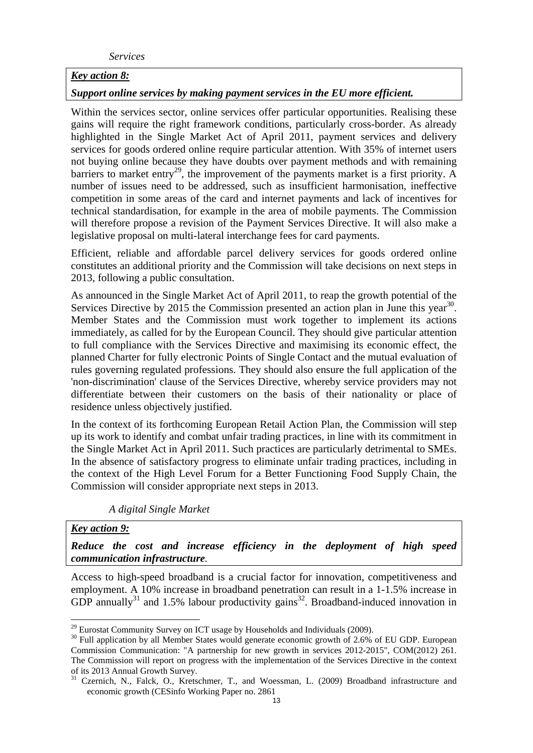*Services*

***Key action 8:***

***Support online services by making payment services in the EU more efficient.***

Within the services sector, online services offer particular opportunities. Realising these gains will require the right framework conditions, particularly cross-border. As already highlighted in the Single Market Act of April 2011, payment services and delivery services for goods ordered online require particular attention. With 35% of internet users not buying online because they have doubts over payment methods and with remaining barriers to market entry[29], the improvement of the payments market is a first priority. A number of issues need to be addressed, such as insufficient harmonisation, ineffective competition in some areas of the card and internet payments and lack of incentives for technical standardisation, for example in the area of mobile payments. The Commission will therefore propose a revision of the Payment Services Directive. It will also make a legislative proposal on multi-lateral interchange fees for card payments.

Efficient, reliable and affordable parcel delivery services for goods ordered online constitutes an additional priority and the Commission will take decisions on next steps in 2013, following a public consultation.

As announced in the Single Market Act of April 2011, to reap the growth potential of the Services Directive by 2015 the Commission presented an action plan in June this year[30]. Member States and the Commission must work together to implement its actions immediately, as called for by the European Council. They should give particular attention to full compliance with the Services Directive and maximising its economic effect, the planned Charter for fully electronic Points of Single Contact and the mutual evaluation of rules governing regulated professions. They should also ensure the full application of the 'non-discrimination' clause of the Services Directive, whereby service providers may not differentiate between their customers on the basis of their nationality or place of residence unless objectively justified.

In the context of its forthcoming European Retail Action Plan, the Commission will step up its work to identify and combat unfair trading practices, in line with its commitment in the Single Market Act in April 2011. Such practices are particularly detrimental to SMEs. In the absence of satisfactory progress to eliminate unfair trading practices, including in the context of the High Level Forum for a Better Functioning Food Supply Chain, the Commission will consider appropriate next steps in 2013.

*A digital Single Market*

***Key action 9:***

***Reduce the cost and increase efficiency in the deployment of high speed communication infrastructure.***

Access to high-speed broadband is a crucial factor for innovation, competitiveness and employment. A 10% increase in broadband penetration can result in a 1-1.5% increase in GDP annually[31] and 1.5% labour productivity gains[32]. Broadband-induced innovation in

---

[29] Eurostat Community Survey on ICT usage by Households and Individuals (2009).

[30] Full application by all Member States would generate economic growth of 2.6% of EU GDP. European Commission Communication: "A partnership for new growth in services 2012-2015", COM(2012) 261. The Commission will report on progress with the implementation of the Services Directive in the context of its 2013 Annual Growth Survey.

[31] Czernich, N., Falck, O., Kretschmer, T., and Woessman, L. (2009) Broadband infrastructure and economic growth (CESinfo Working Paper no. 2861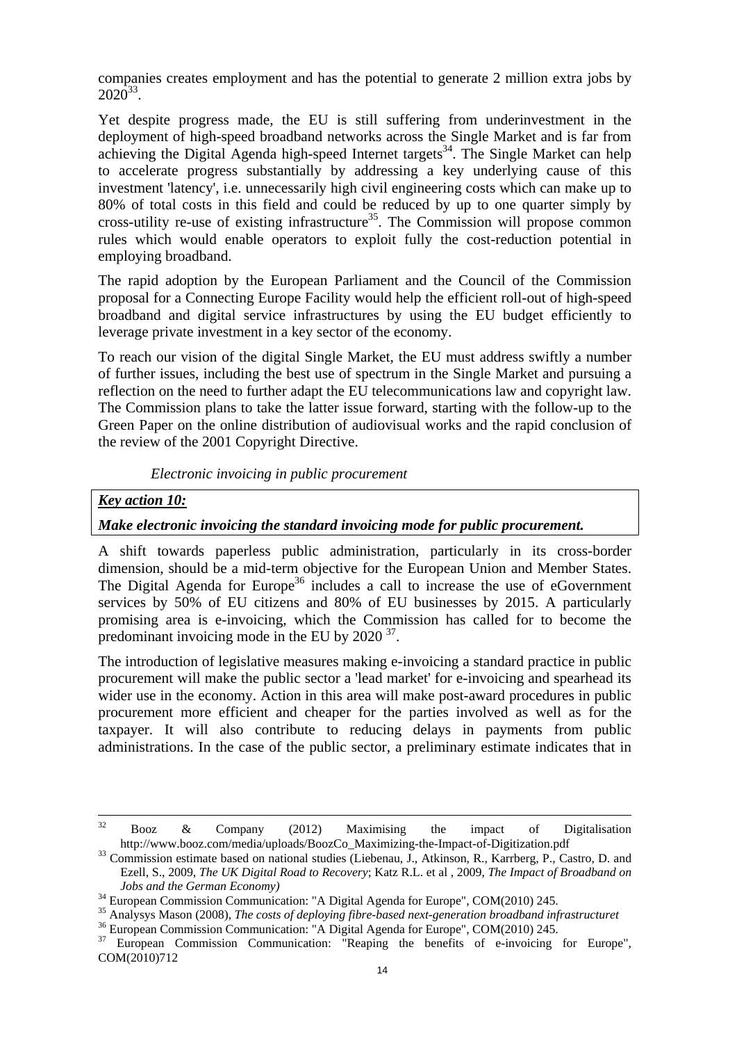companies creates employment and has the potential to generate 2 million extra jobs by 2020[33].

Yet despite progress made, the EU is still suffering from underinvestment in the deployment of high-speed broadband networks across the Single Market and is far from achieving the Digital Agenda high-speed Internet targets[34]. The Single Market can help to accelerate progress substantially by addressing a key underlying cause of this investment 'latency', i.e. unnecessarily high civil engineering costs which can make up to 80% of total costs in this field and could be reduced by up to one quarter simply by cross-utility re-use of existing infrastructure[35]. The Commission will propose common rules which would enable operators to exploit fully the cost-reduction potential in employing broadband.

The rapid adoption by the European Parliament and the Council of the Commission proposal for a Connecting Europe Facility would help the efficient roll-out of high-speed broadband and digital service infrastructures by using the EU budget efficiently to leverage private investment in a key sector of the economy.

To reach our vision of the digital Single Market, the EU must address swiftly a number of further issues, including the best use of spectrum in the Single Market and pursuing a reflection on the need to further adapt the EU telecommunications law and copyright law. The Commission plans to take the latter issue forward, starting with the follow-up to the Green Paper on the online distribution of audiovisual works and the rapid conclusion of the review of the 2001 Copyright Directive.

*Electronic invoicing in public procurement*

***Key action 10:***

***Make electronic invoicing the standard invoicing mode for public procurement.***

A shift towards paperless public administration, particularly in its cross-border dimension, should be a mid-term objective for the European Union and Member States. The Digital Agenda for Europe[36] includes a call to increase the use of eGovernment services by 50% of EU citizens and 80% of EU businesses by 2015. A particularly promising area is e-invoicing, which the Commission has called for to become the predominant invoicing mode in the EU by 2020 [37].

The introduction of legislative measures making e-invoicing a standard practice in public procurement will make the public sector a 'lead market' for e-invoicing and spearhead its wider use in the economy. Action in this area will make post-award procedures in public procurement more efficient and cheaper for the parties involved as well as for the taxpayer. It will also contribute to reducing delays in payments from public administrations. In the case of the public sector, a preliminary estimate indicates that in

---

[32] Booz & Company (2012) Maximising the impact of Digitalisation http://www.booz.com/media/uploads/BoozCo_Maximizing-the-Impact-of-Digitization.pdf

[33] Commission estimate based on national studies (Liebenau, J., Atkinson, R., Karrberg, P., Castro, D. and Ezell, S., 2009, *The UK Digital Road to Recovery*; Katz R.L. et al , 2009, *The Impact of Broadband on Jobs and the German Economy)*

[34] European Commission Communication: "A Digital Agenda for Europe", COM(2010) 245.

[35] Analysys Mason (2008), *The costs of deploying fibre-based next-generation broadband infrastructuret*

[36] European Commission Communication: "A Digital Agenda for Europe", COM(2010) 245.

[37] European Commission Communication: "Reaping the benefits of e-invoicing for Europe", COM(2010)712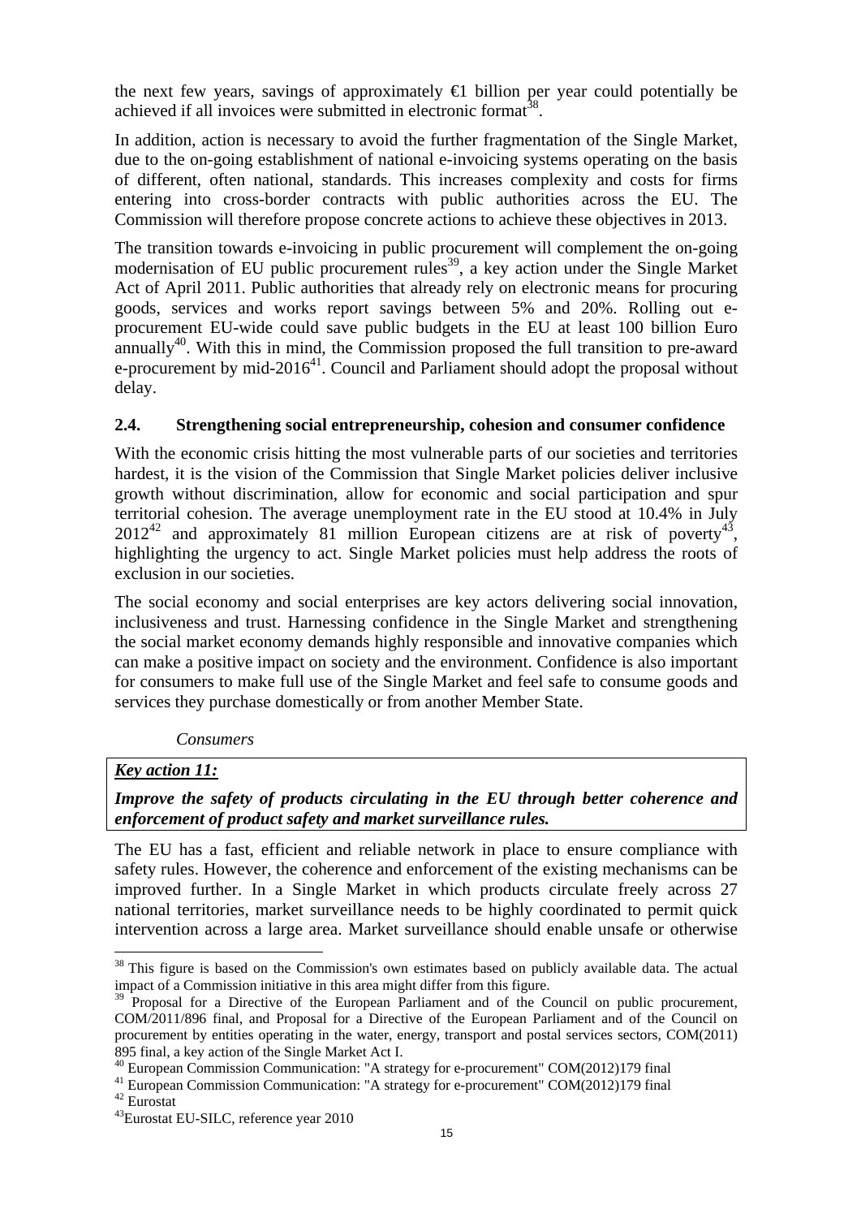the next few years, savings of approximately €1 billion per year could potentially be achieved if all invoices were submitted in electronic format[38].

In addition, action is necessary to avoid the further fragmentation of the Single Market, due to the on-going establishment of national e-invoicing systems operating on the basis of different, often national, standards. This increases complexity and costs for firms entering into cross-border contracts with public authorities across the EU. The Commission will therefore propose concrete actions to achieve these objectives in 2013.

The transition towards e-invoicing in public procurement will complement the on-going modernisation of EU public procurement rules[39], a key action under the Single Market Act of April 2011. Public authorities that already rely on electronic means for procuring goods, services and works report savings between 5% and 20%. Rolling out e-procurement EU-wide could save public budgets in the EU at least 100 billion Euro annually[40]. With this in mind, the Commission proposed the full transition to pre-award e-procurement by mid-2016[41]. Council and Parliament should adopt the proposal without delay.

### 2.4. Strengthening social entrepreneurship, cohesion and consumer confidence

With the economic crisis hitting the most vulnerable parts of our societies and territories hardest, it is the vision of the Commission that Single Market policies deliver inclusive growth without discrimination, allow for economic and social participation and spur territorial cohesion. The average unemployment rate in the EU stood at 10.4% in July 2012[42] and approximately 81 million European citizens are at risk of poverty[43], highlighting the urgency to act. Single Market policies must help address the roots of exclusion in our societies.

The social economy and social enterprises are key actors delivering social innovation, inclusiveness and trust. Harnessing confidence in the Single Market and strengthening the social market economy demands highly responsible and innovative companies which can make a positive impact on society and the environment. Confidence is also important for consumers to make full use of the Single Market and feel safe to consume goods and services they purchase domestically or from another Member State.

*Consumers*

***Key action 11:***

***Improve the safety of products circulating in the EU through better coherence and enforcement of product safety and market surveillance rules.***

The EU has a fast, efficient and reliable network in place to ensure compliance with safety rules. However, the coherence and enforcement of the existing mechanisms can be improved further. In a Single Market in which products circulate freely across 27 national territories, market surveillance needs to be highly coordinated to permit quick intervention across a large area. Market surveillance should enable unsafe or otherwise

---

[38] This figure is based on the Commission's own estimates based on publicly available data. The actual impact of a Commission initiative in this area might differ from this figure.

[39] Proposal for a Directive of the European Parliament and of the Council on public procurement, COM/2011/896 final, and Proposal for a Directive of the European Parliament and of the Council on procurement by entities operating in the water, energy, transport and postal services sectors, COM(2011) 895 final, a key action of the Single Market Act I.

[40] European Commission Communication: "A strategy for e-procurement" COM(2012)179 final

[41] European Commission Communication: "A strategy for e-procurement" COM(2012)179 final

[42] Eurostat

[43] Eurostat EU-SILC, reference year 2010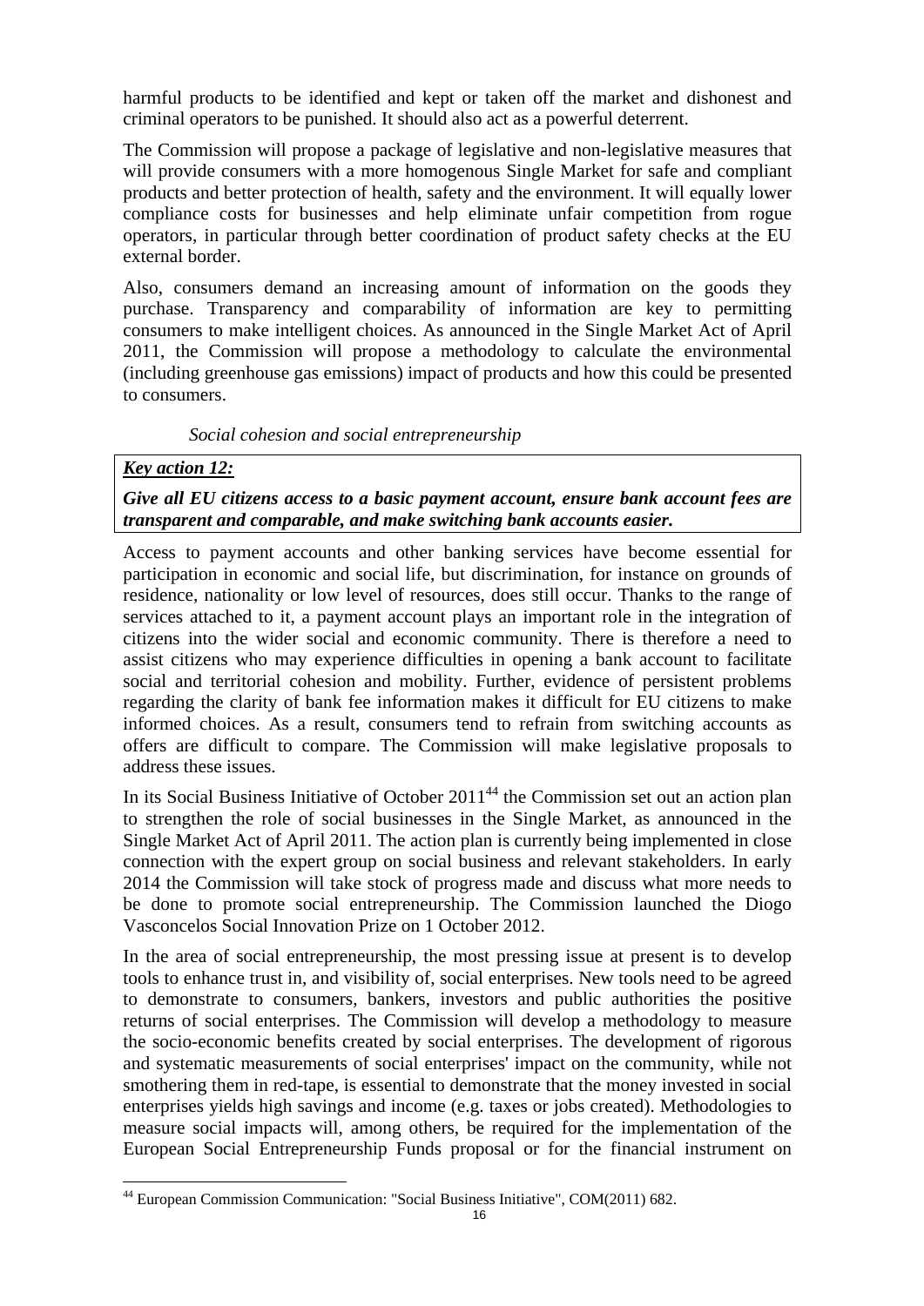harmful products to be identified and kept or taken off the market and dishonest and criminal operators to be punished. It should also act as a powerful deterrent.

The Commission will propose a package of legislative and non-legislative measures that will provide consumers with a more homogenous Single Market for safe and compliant products and better protection of health, safety and the environment. It will equally lower compliance costs for businesses and help eliminate unfair competition from rogue operators, in particular through better coordination of product safety checks at the EU external border.

Also, consumers demand an increasing amount of information on the goods they purchase. Transparency and comparability of information are key to permitting consumers to make intelligent choices. As announced in the Single Market Act of April 2011, the Commission will propose a methodology to calculate the environmental (including greenhouse gas emissions) impact of products and how this could be presented to consumers.

*Social cohesion and social entrepreneurship*

| ***Key action 12:*** <br> ***Give all EU citizens access to a basic payment account, ensure bank account fees are transparent and comparable, and make switching bank accounts easier.*** |
|---|

Access to payment accounts and other banking services have become essential for participation in economic and social life, but discrimination, for instance on grounds of residence, nationality or low level of resources, does still occur. Thanks to the range of services attached to it, a payment account plays an important role in the integration of citizens into the wider social and economic community. There is therefore a need to assist citizens who may experience difficulties in opening a bank account to facilitate social and territorial cohesion and mobility. Further, evidence of persistent problems regarding the clarity of bank fee information makes it difficult for EU citizens to make informed choices. As a result, consumers tend to refrain from switching accounts as offers are difficult to compare. The Commission will make legislative proposals to address these issues.

In its Social Business Initiative of October 2011[44] the Commission set out an action plan to strengthen the role of social businesses in the Single Market, as announced in the Single Market Act of April 2011. The action plan is currently being implemented in close connection with the expert group on social business and relevant stakeholders. In early 2014 the Commission will take stock of progress made and discuss what more needs to be done to promote social entrepreneurship. The Commission launched the Diogo Vasconcelos Social Innovation Prize on 1 October 2012.

In the area of social entrepreneurship, the most pressing issue at present is to develop tools to enhance trust in, and visibility of, social enterprises. New tools need to be agreed to demonstrate to consumers, bankers, investors and public authorities the positive returns of social enterprises. The Commission will develop a methodology to measure the socio-economic benefits created by social enterprises. The development of rigorous and systematic measurements of social enterprises' impact on the community, while not smothering them in red-tape, is essential to demonstrate that the money invested in social enterprises yields high savings and income (e.g. taxes or jobs created). Methodologies to measure social impacts will, among others, be required for the implementation of the European Social Entrepreneurship Funds proposal or for the financial instrument on

[44] European Commission Communication: "Social Business Initiative", COM(2011) 682.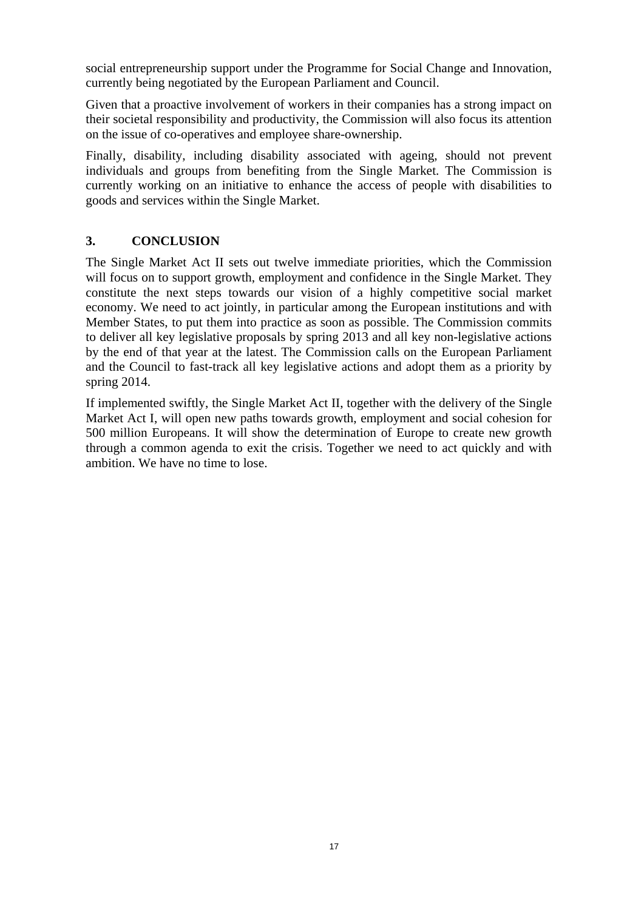social entrepreneurship support under the Programme for Social Change and Innovation, currently being negotiated by the European Parliament and Council.

Given that a proactive involvement of workers in their companies has a strong impact on their societal responsibility and productivity, the Commission will also focus its attention on the issue of co-operatives and employee share-ownership.

Finally, disability, including disability associated with ageing, should not prevent individuals and groups from benefiting from the Single Market. The Commission is currently working on an initiative to enhance the access of people with disabilities to goods and services within the Single Market.

## 3. CONCLUSION

The Single Market Act II sets out twelve immediate priorities, which the Commission will focus on to support growth, employment and confidence in the Single Market. They constitute the next steps towards our vision of a highly competitive social market economy. We need to act jointly, in particular among the European institutions and with Member States, to put them into practice as soon as possible. The Commission commits to deliver all key legislative proposals by spring 2013 and all key non-legislative actions by the end of that year at the latest. The Commission calls on the European Parliament and the Council to fast-track all key legislative actions and adopt them as a priority by spring 2014.

If implemented swiftly, the Single Market Act II, together with the delivery of the Single Market Act I, will open new paths towards growth, employment and social cohesion for 500 million Europeans. It will show the determination of Europe to create new growth through a common agenda to exit the crisis. Together we need to act quickly and with ambition. We have no time to lose.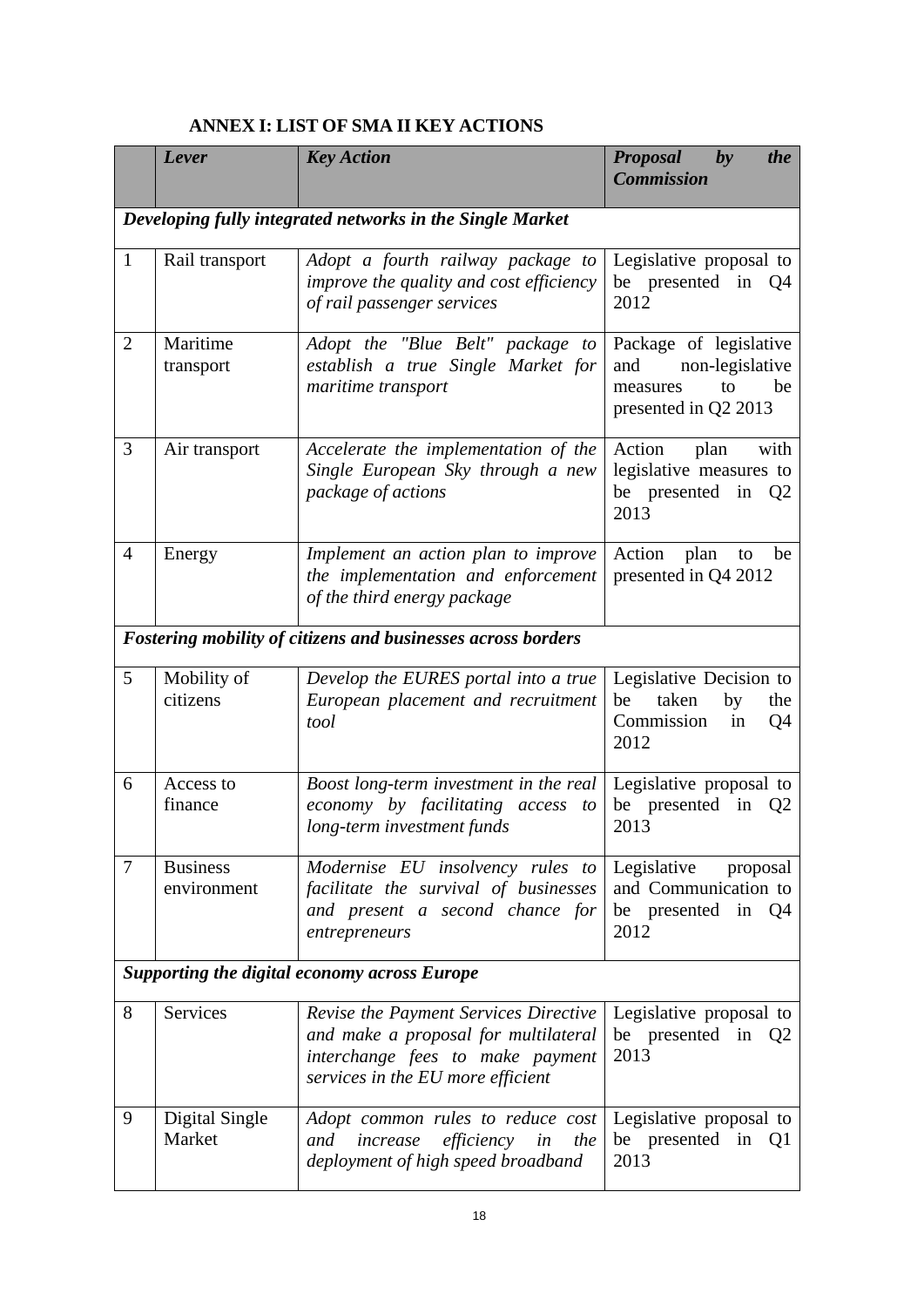## ANNEX I: LIST OF SMA II KEY ACTIONS

| | *Lever* | *Key Action* | *Proposal by the Commission* |
|---|---|---|---|
| ***Developing fully integrated networks in the Single Market*** | | | |
| 1 | Rail transport | *Adopt a fourth railway package to improve the quality and cost efficiency of rail passenger services* | Legislative proposal to be presented in Q4 2012 |
| 2 | Maritime transport | *Adopt the "Blue Belt" package to establish a true Single Market for maritime transport* | Package of legislative and non-legislative measures to be presented in Q2 2013 |
| 3 | Air transport | *Accelerate the implementation of the Single European Sky through a new package of actions* | Action plan with legislative measures to be presented in Q2 2013 |
| 4 | Energy | *Implement an action plan to improve the implementation and enforcement of the third energy package* | Action plan to be presented in Q4 2012 |
| ***Fostering mobility of citizens and businesses across borders*** | | | |
| 5 | Mobility of citizens | *Develop the EURES portal into a true European placement and recruitment tool* | Legislative Decision to be taken by the Commission in Q4 2012 |
| 6 | Access to finance | *Boost long-term investment in the real economy by facilitating access to long-term investment funds* | Legislative proposal to be presented in Q2 2013 |
| 7 | Business environment | *Modernise EU insolvency rules to facilitate the survival of businesses and present a second chance for entrepreneurs* | Legislative proposal and Communication to be presented in Q4 2012 |
| ***Supporting the digital economy across Europe*** | | | |
| 8 | Services | *Revise the Payment Services Directive and make a proposal for multilateral interchange fees to make payment services in the EU more efficient* | Legislative proposal to be presented in Q2 2013 |
| 9 | Digital Single Market | *Adopt common rules to reduce cost and increase efficiency in the deployment of high speed broadband* | Legislative proposal to be presented in Q1 2013 |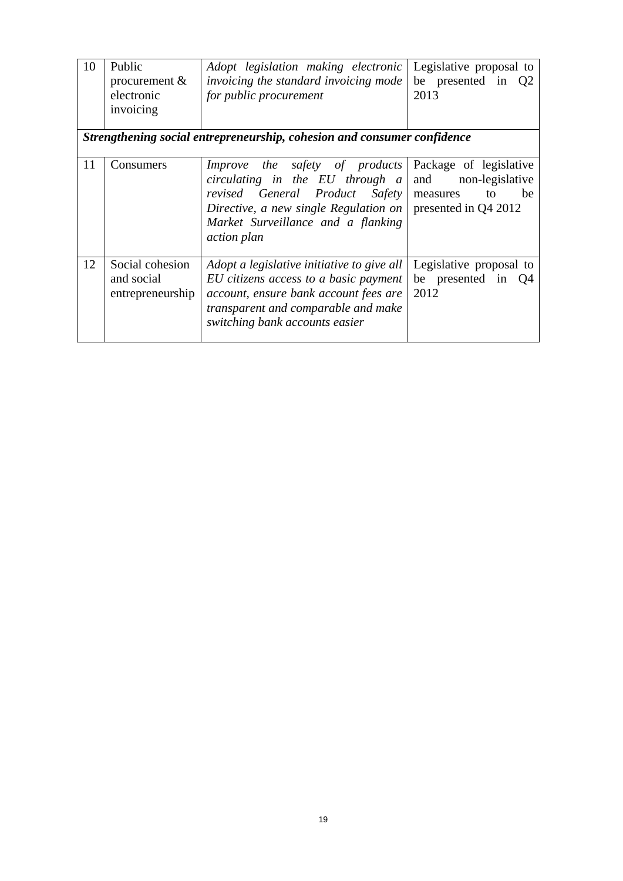| 10 | Public procurement & electronic invoicing | *Adopt legislation making electronic invoicing the standard invoicing mode for public procurement* | Legislative proposal to be presented in Q2 2013 |
|---|---|---|---|
| ***Strengthening social entrepreneurship, cohesion and consumer confidence*** | | | |
| 11 | Consumers | *Improve the safety of products circulating in the EU through a revised General Product Safety Directive, a new single Regulation on Market Surveillance and a flanking action plan* | Package of legislative and non-legislative measures to be presented in Q4 2012 |
| 12 | Social cohesion and social entrepreneurship | *Adopt a legislative initiative to give all EU citizens access to a basic payment account, ensure bank account fees are transparent and comparable and make switching bank accounts easier* | Legislative proposal to be presented in Q4 2012 |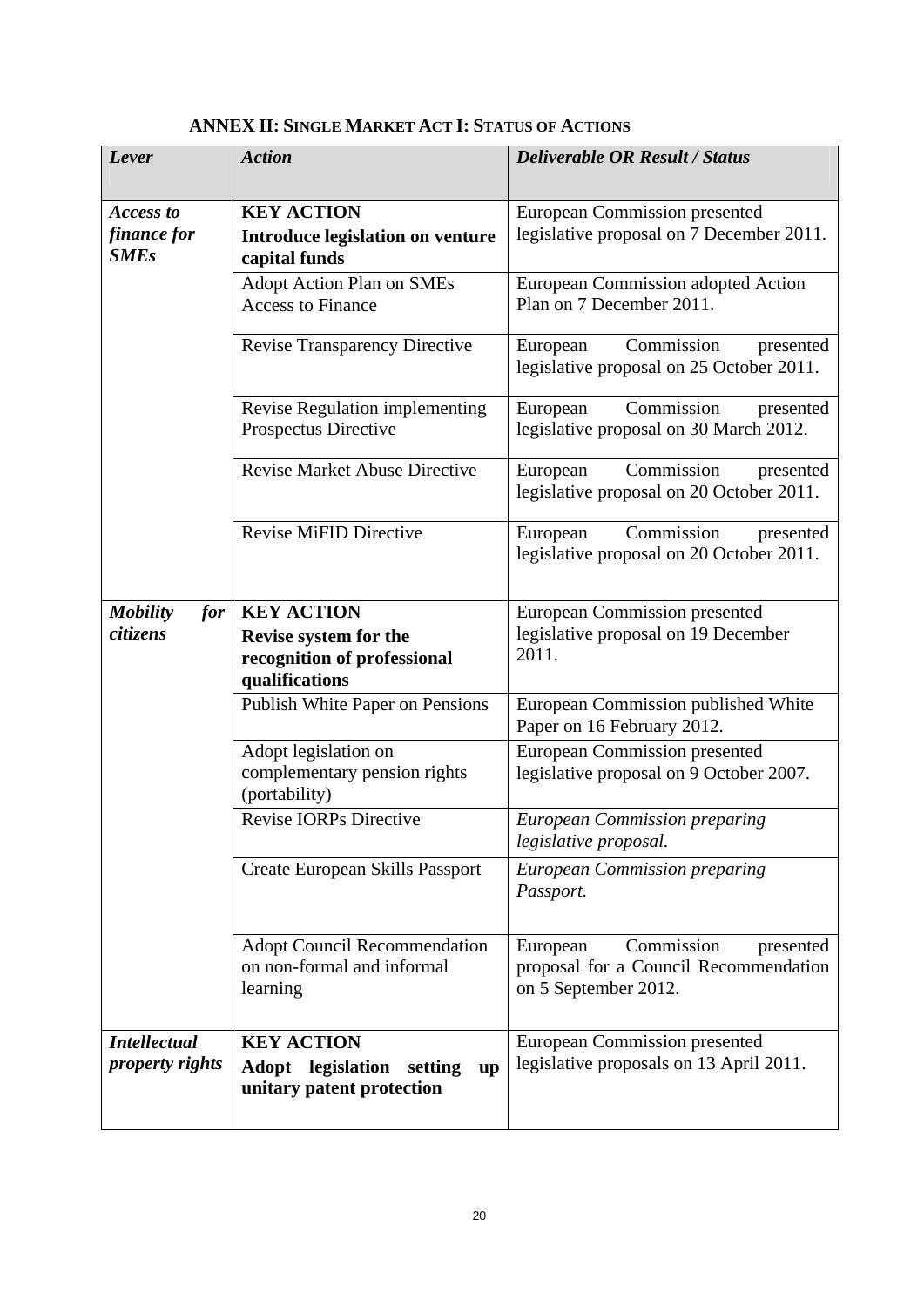## ANNEX II: SINGLE MARKET ACT I: STATUS OF ACTIONS

| *Lever* | *Action* | *Deliverable OR Result / Status* |
|---|---|---|
| ***Access to finance for SMEs*** | **KEY ACTION**<br>**Introduce legislation on venture capital funds** | European Commission presented legislative proposal on 7 December 2011. |
| | Adopt Action Plan on SMEs Access to Finance | European Commission adopted Action Plan on 7 December 2011. |
| | Revise Transparency Directive | European Commission presented legislative proposal on 25 October 2011. |
| | Revise Regulation implementing Prospectus Directive | European Commission presented legislative proposal on 30 March 2012. |
| | Revise Market Abuse Directive | European Commission presented legislative proposal on 20 October 2011. |
| | Revise MiFID Directive | European Commission presented legislative proposal on 20 October 2011. |
| ***Mobility for citizens*** | **KEY ACTION**<br>**Revise system for the recognition of professional qualifications** | European Commission presented legislative proposal on 19 December 2011. |
| | Publish White Paper on Pensions | European Commission published White Paper on 16 February 2012. |
| | Adopt legislation on complementary pension rights (portability) | European Commission presented legislative proposal on 9 October 2007. |
| | Revise IORPs Directive | *European Commission preparing legislative proposal.* |
| | Create European Skills Passport | *European Commission preparing Passport.* |
| | Adopt Council Recommendation on non-formal and informal learning | European Commission presented proposal for a Council Recommendation on 5 September 2012. |
| ***Intellectual property rights*** | **KEY ACTION**<br>**Adopt legislation setting up unitary patent protection** | European Commission presented legislative proposals on 13 April 2011. |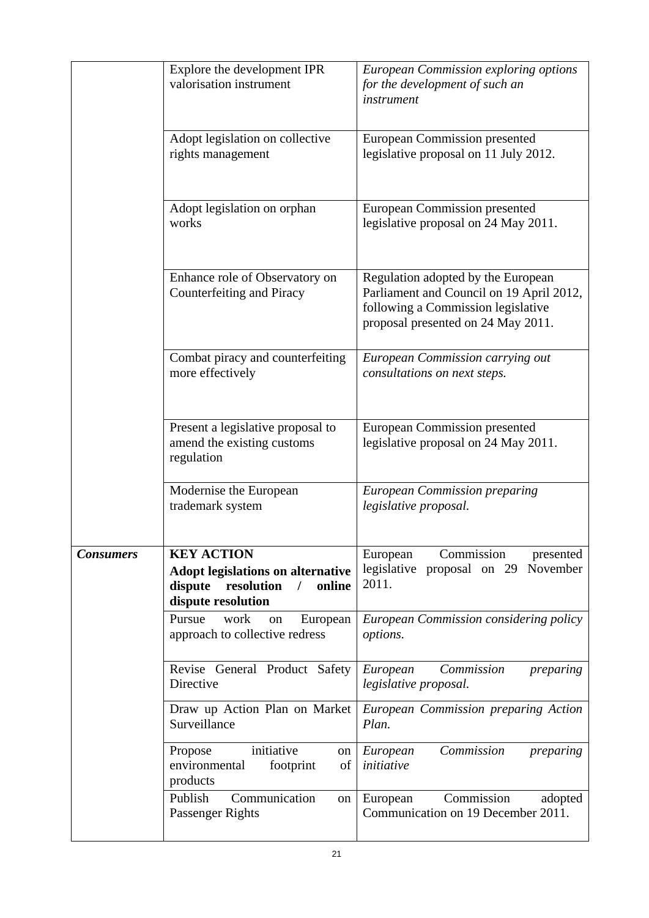| | | |
|---|---|---|
| | Explore the development IPR valorisation instrument | *European Commission exploring options for the development of such an instrument* |
| | Adopt legislation on collective rights management | European Commission presented legislative proposal on 11 July 2012. |
| | Adopt legislation on orphan works | European Commission presented legislative proposal on 24 May 2011. |
| | Enhance role of Observatory on Counterfeiting and Piracy | Regulation adopted by the European Parliament and Council on 19 April 2012, following a Commission legislative proposal presented on 24 May 2011. |
| | Combat piracy and counterfeiting more effectively | *European Commission carrying out consultations on next steps.* |
| | Present a legislative proposal to amend the existing customs regulation | European Commission presented legislative proposal on 24 May 2011. |
| | Modernise the European trademark system | *European Commission preparing legislative proposal.* |
| ***Consumers*** | **KEY ACTION** **Adopt legislations on alternative dispute resolution / online dispute resolution** | European Commission presented legislative proposal on 29 November 2011. |
| | Pursue work on European approach to collective redress | *European Commission considering policy options.* |
| | Revise General Product Safety Directive | *European Commission preparing legislative proposal.* |
| | Draw up Action Plan on Market Surveillance | *European Commission preparing Action Plan.* |
| | Propose initiative on environmental footprint of products | *European Commission preparing initiative* |
| | Publish Communication on Passenger Rights | European Commission adopted Communication on 19 December 2011. |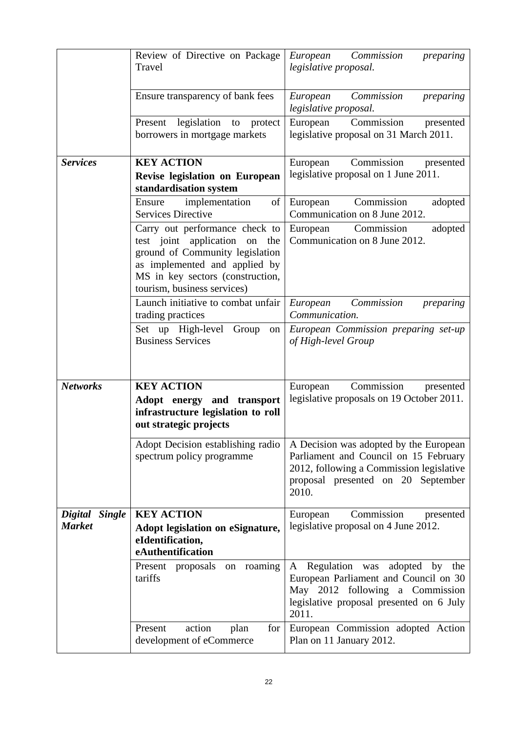| | | |
|---|---|---|
| | Review of Directive on Package Travel | *European Commission preparing legislative proposal.* |
| | Ensure transparency of bank fees | *European Commission preparing legislative proposal.* |
| | Present legislation to protect borrowers in mortgage markets | European Commission presented legislative proposal on 31 March 2011. |
| ***Services*** | **KEY ACTION**<br>**Revise legislation on European standardisation system** | European Commission presented legislative proposal on 1 June 2011. |
| | Ensure implementation of Services Directive | European Commission adopted Communication on 8 June 2012. |
| | Carry out performance check to test joint application on the ground of Community legislation as implemented and applied by MS in key sectors (construction, tourism, business services) | European Commission adopted Communication on 8 June 2012. |
| | Launch initiative to combat unfair trading practices | *European Commission preparing Communication.* |
| | Set up High-level Group on Business Services | *European Commission preparing set-up of High-level Group* |
| ***Networks*** | **KEY ACTION**<br>**Adopt energy and transport infrastructure legislation to roll out strategic projects** | European Commission presented legislative proposals on 19 October 2011. |
| | Adopt Decision establishing radio spectrum policy programme | A Decision was adopted by the European Parliament and Council on 15 February 2012, following a Commission legislative proposal presented on 20 September 2010. |
| ***Digital Single Market*** | **KEY ACTION**<br>**Adopt legislation on eSignature, eIdentification, eAuthentification** | European Commission presented legislative proposal on 4 June 2012. |
| | Present proposals on roaming tariffs | A Regulation was adopted by the European Parliament and Council on 30 May 2012 following a Commission legislative proposal presented on 6 July 2011. |
| | Present action plan for development of eCommerce | European Commission adopted Action Plan on 11 January 2012. |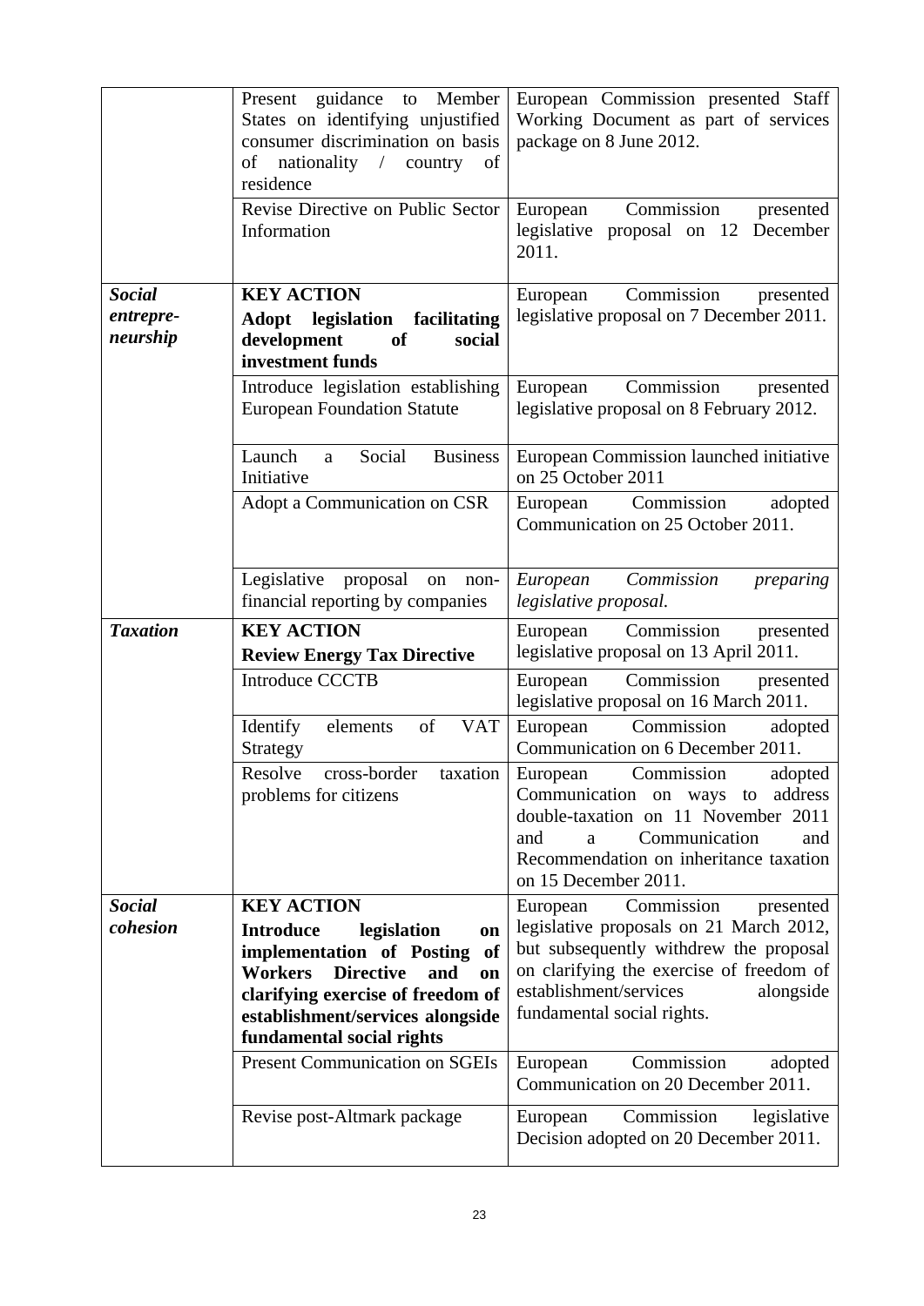| | | |
|---|---|---|
| | Present guidance to Member States on identifying unjustified consumer discrimination on basis of nationality / country of residence | European Commission presented Staff Working Document as part of services package on 8 June 2012. |
| | Revise Directive on Public Sector Information | European Commission presented legislative proposal on 12 December 2011. |
| ***Social entrepre-neurship*** | **KEY ACTION**<br>**Adopt legislation facilitating development of social investment funds** | European Commission presented legislative proposal on 7 December 2011. |
| | Introduce legislation establishing European Foundation Statute | European Commission presented legislative proposal on 8 February 2012. |
| | Launch a Social Business Initiative | European Commission launched initiative on 25 October 2011 |
| | Adopt a Communication on CSR | European Commission adopted Communication on 25 October 2011. |
| | Legislative proposal on non-financial reporting by companies | *European Commission preparing legislative proposal.* |
| ***Taxation*** | **KEY ACTION**<br>**Review Energy Tax Directive** | European Commission presented legislative proposal on 13 April 2011. |
| | Introduce CCCTB | European Commission presented legislative proposal on 16 March 2011. |
| | Identify elements of VAT Strategy | European Commission adopted Communication on 6 December 2011. |
| | Resolve cross-border taxation problems for citizens | European Commission adopted Communication on ways to address double-taxation on 11 November 2011 and a Communication and Recommendation on inheritance taxation on 15 December 2011. |
| ***Social cohesion*** | **KEY ACTION**<br>**Introduce legislation on implementation of Posting of Workers Directive and on clarifying exercise of freedom of establishment/services alongside fundamental social rights** | European Commission presented legislative proposals on 21 March 2012, but subsequently withdrew the proposal on clarifying the exercise of freedom of establishment/services alongside fundamental social rights. |
| | Present Communication on SGEIs | European Commission adopted Communication on 20 December 2011. |
| | Revise post-Altmark package | European Commission legislative Decision adopted on 20 December 2011. |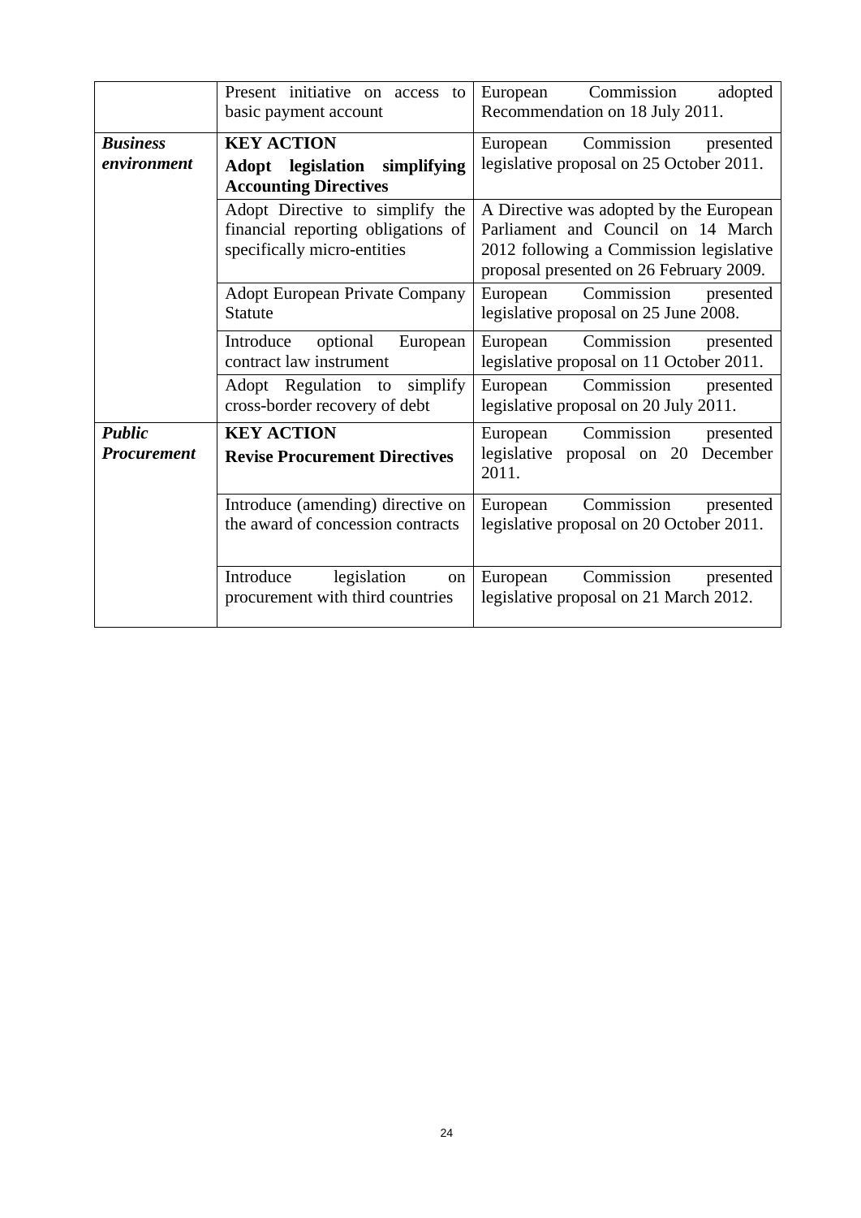| | | |
|---|---|---|
| | Present initiative on access to basic payment account | European Commission adopted Recommendation on 18 July 2011. |
| ***Business environment*** | **KEY ACTION** **Adopt legislation simplifying Accounting Directives** | European Commission presented legislative proposal on 25 October 2011. |
| | Adopt Directive to simplify the financial reporting obligations of specifically micro-entities | A Directive was adopted by the European Parliament and Council on 14 March 2012 following a Commission legislative proposal presented on 26 February 2009. |
| | Adopt European Private Company Statute | European Commission presented legislative proposal on 25 June 2008. |
| | Introduce optional European contract law instrument | European Commission presented legislative proposal on 11 October 2011. |
| | Adopt Regulation to simplify cross-border recovery of debt | European Commission presented legislative proposal on 20 July 2011. |
| ***Public Procurement*** | **KEY ACTION** **Revise Procurement Directives** | European Commission presented legislative proposal on 20 December 2011. |
| | Introduce (amending) directive on the award of concession contracts | European Commission presented legislative proposal on 20 October 2011. |
| | Introduce legislation on procurement with third countries | European Commission presented legislative proposal on 21 March 2012. |